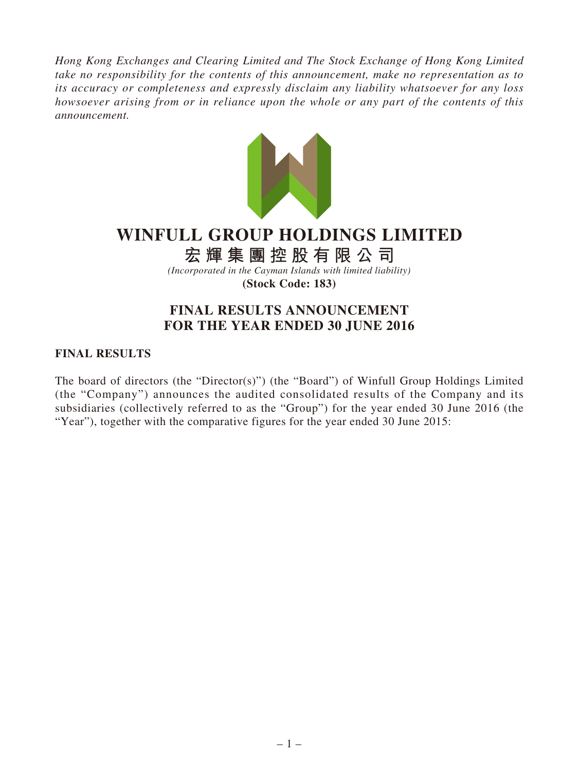*Hong Kong Exchanges and Clearing Limited and The Stock Exchange of Hong Kong Limited take no responsibility for the contents of this announcement, make no representation as to its accuracy or completeness and expressly disclaim any liability whatsoever for any loss howsoever arising from or in reliance upon the whole or any part of the contents of this announcement.*

# WINFULL GROUP HOLDINGS LIMITED

# 宏輝集團控股有限公司

*(Incorporated in the Cayman Islands with limited liability)*

**(Stock Code: 183)**

## FINAL RESULTS ANNOUNCEMENT FOR THE YEAR ENDED 30 JUNE 2016

### FINAL RESULTS

The board of directors (the "Director(s)") (the "Board") of Winfull Group Holdings Limited (the "Company") announces the audited consolidated results of the Company and its subsidiaries (collectively referred to as the "Group") for the year ended 30 June 2016 (the "Year"), together with the comparative figures for the year ended 30 June 2015: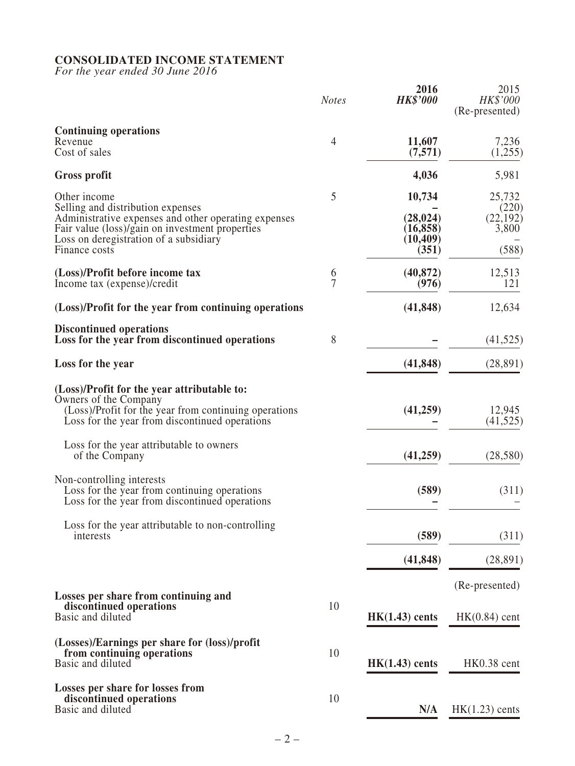**CONSOLIDATED INCOME STATEMENT**
*For the year ended 30 June 2016*

| | *Notes* | **2016** ***HK$'000*** | 2015 *HK$'000* (Re-presented) |
|---|---|---|---|
| **Continuing operations** | | | |
| Revenue | 4 | **11,607** | 7,236 |
| Cost of sales | | **(7,571)** | (1,255) |
| **Gross profit** | | **4,036** | 5,981 |
| Other income | 5 | **10,734** | 25,732 |
| Selling and distribution expenses | | **–** | (220) |
| Administrative expenses and other operating expenses | | **(28,024)** | (22,192) |
| Fair value (loss)/gain on investment properties | | **(16,858)** | 3,800 |
| Loss on deregistration of a subsidiary | | **(10,409)** | – |
| Finance costs | | **(351)** | (588) |
| **(Loss)/Profit before income tax** | 6 | **(40,872)** | 12,513 |
| Income tax (expense)/credit | 7 | **(976)** | 121 |
| **(Loss)/Profit for the year from continuing operations** | | **(41,848)** | 12,634 |
| **Discontinued operations** | | | |
| **Loss for the year from discontinued operations** | 8 | **–** | (41,525) |
| **Loss for the year** | | **(41,848)** | (28,891) |
| **(Loss)/Profit for the year attributable to:** | | | |
| Owners of the Company | | | |
| (Loss)/Profit for the year from continuing operations | | **(41,259)** | 12,945 |
| Loss for the year from discontinued operations | | **–** | (41,525) |
| Loss for the year attributable to owners of the Company | | **(41,259)** | (28,580) |
| Non-controlling interests | | | |
| Loss for the year from continuing operations | | **(589)** | (311) |
| Loss for the year from discontinued operations | | **–** | – |
| Loss for the year attributable to non-controlling interests | | **(589)** | (311) |
| | | **(41,848)** | (28,891) |
| | | | (Re-presented) |
| **Losses per share from continuing and discontinued operations** | 10 | | |
| Basic and diluted | | **HK(1.43) cents** | HK(0.84) cent |
| **(Losses)/Earnings per share for (loss)/profit from continuing operations** | 10 | | |
| Basic and diluted | | **HK(1.43) cents** | HK0.38 cent |
| **Losses per share for losses from discontinued operations** | 10 | | |
| Basic and diluted | | **N/A** | HK(1.23) cents |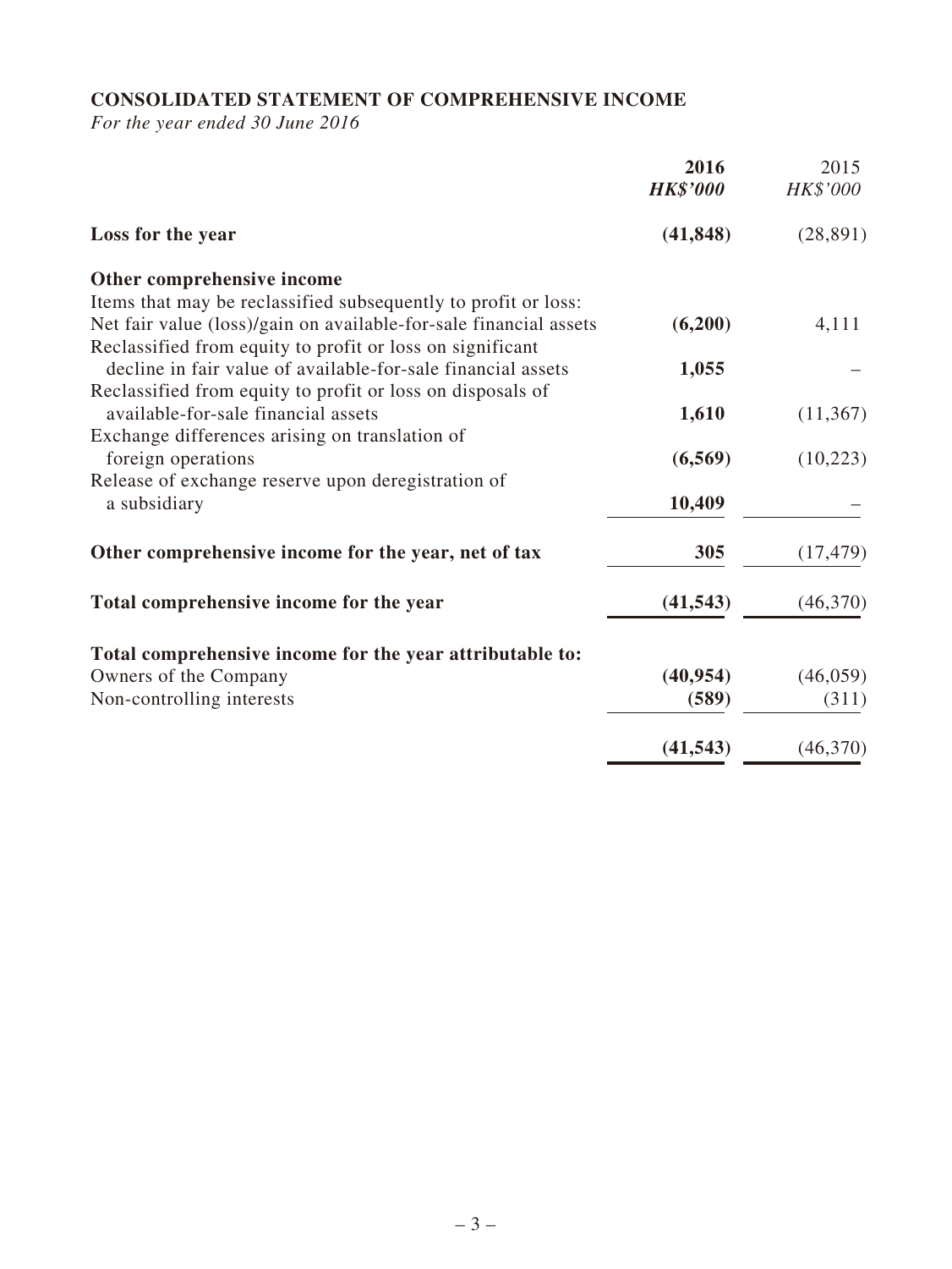## CONSOLIDATED STATEMENT OF COMPREHENSIVE INCOME

*For the year ended 30 June 2016*

| | **2016** | 2015 |
|---|---|---|
| | ***HK$'000*** | *HK$'000* |
| **Loss for the year** | **(41,848)** | (28,891) |
| **Other comprehensive income** | | |
| Items that may be reclassified subsequently to profit or loss: | | |
| Net fair value (loss)/gain on available-for-sale financial assets | **(6,200)** | 4,111 |
| Reclassified from equity to profit or loss on significant decline in fair value of available-for-sale financial assets | **1,055** | – |
| Reclassified from equity to profit or loss on disposals of available-for-sale financial assets | **1,610** | (11,367) |
| Exchange differences arising on translation of foreign operations | **(6,569)** | (10,223) |
| Release of exchange reserve upon deregistration of a subsidiary | **10,409** | – |
| **Other comprehensive income for the year, net of tax** | **305** | (17,479) |
| **Total comprehensive income for the year** | **(41,543)** | (46,370) |
| **Total comprehensive income for the year attributable to:** | | |
| Owners of the Company | **(40,954)** | (46,059) |
| Non-controlling interests | **(589)** | (311) |
| | **(41,543)** | (46,370) |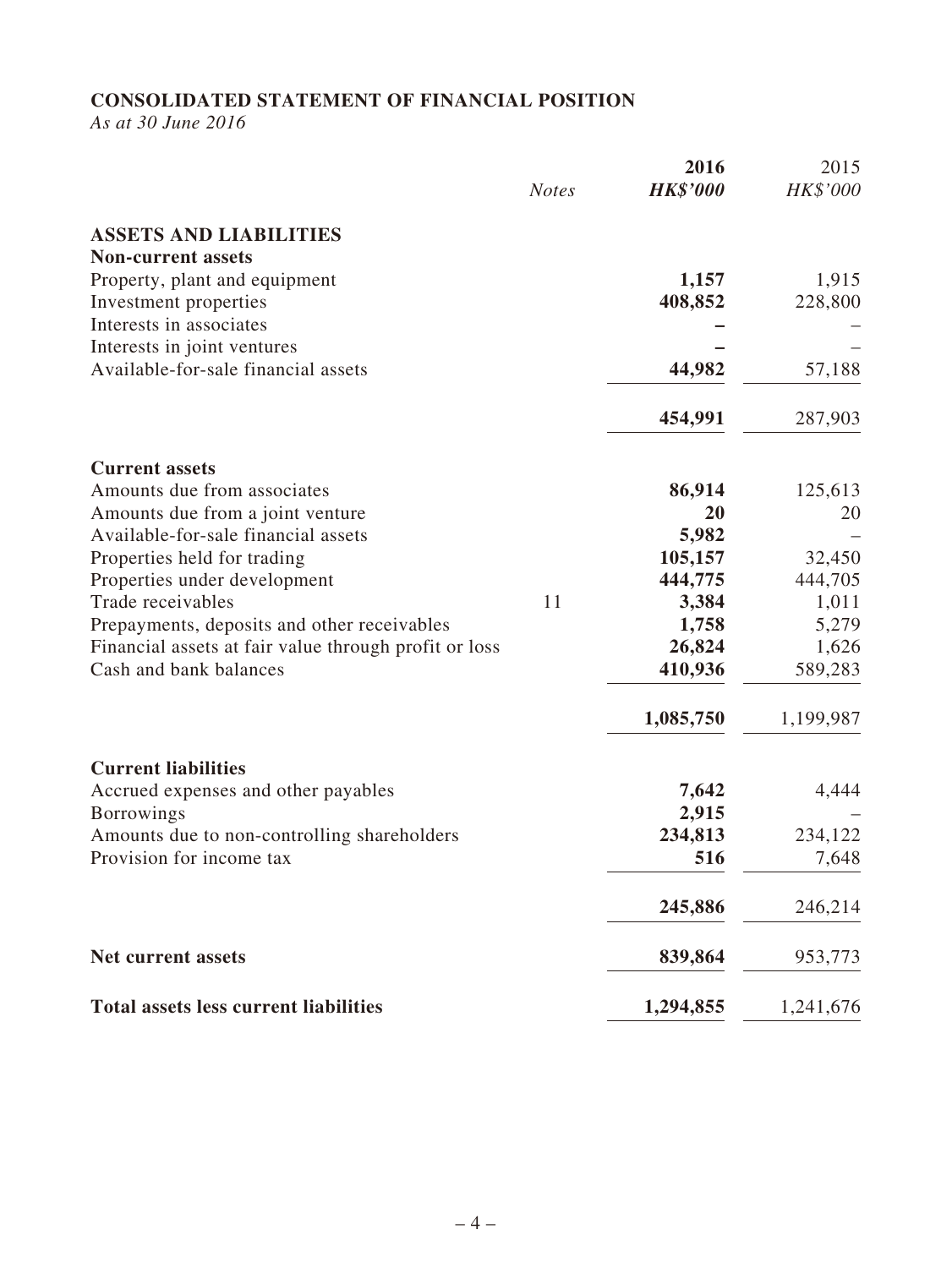## CONSOLIDATED STATEMENT OF FINANCIAL POSITION

*As at 30 June 2016*

| | *Notes* | **2016** ***HK$'000*** | 2015 *HK$'000* |
|---|---|---|---|
| **ASSETS AND LIABILITIES** | | | |
| **Non-current assets** | | | |
| Property, plant and equipment | | **1,157** | 1,915 |
| Investment properties | | **408,852** | 228,800 |
| Interests in associates | | **–** | – |
| Interests in joint ventures | | **–** | – |
| Available-for-sale financial assets | | **44,982** | 57,188 |
| | | **454,991** | 287,903 |
| **Current assets** | | | |
| Amounts due from associates | | **86,914** | 125,613 |
| Amounts due from a joint venture | | **20** | 20 |
| Available-for-sale financial assets | | **5,982** | – |
| Properties held for trading | | **105,157** | 32,450 |
| Properties under development | | **444,775** | 444,705 |
| Trade receivables | 11 | **3,384** | 1,011 |
| Prepayments, deposits and other receivables | | **1,758** | 5,279 |
| Financial assets at fair value through profit or loss | | **26,824** | 1,626 |
| Cash and bank balances | | **410,936** | 589,283 |
| | | **1,085,750** | 1,199,987 |
| **Current liabilities** | | | |
| Accrued expenses and other payables | | **7,642** | 4,444 |
| Borrowings | | **2,915** | – |
| Amounts due to non-controlling shareholders | | **234,813** | 234,122 |
| Provision for income tax | | **516** | 7,648 |
| | | **245,886** | 246,214 |
| **Net current assets** | | **839,864** | 953,773 |
| **Total assets less current liabilities** | | **1,294,855** | 1,241,676 |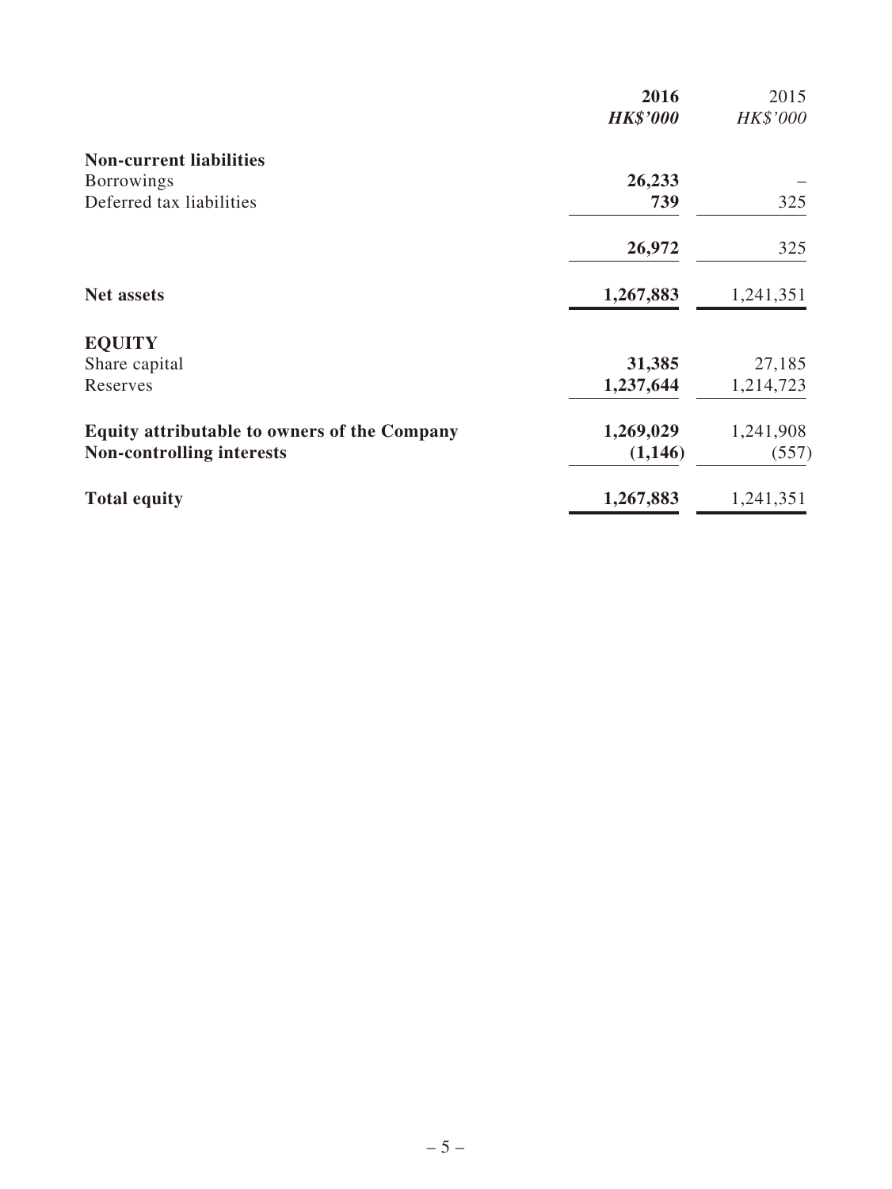| | 2016 | 2015 |
|---|---|---|
| | *HK$'000* | *HK$'000* |
| **Non-current liabilities** | | |
| Borrowings | **26,233** | – |
| Deferred tax liabilities | **739** | 325 |
| | **26,972** | 325 |
| **Net assets** | **1,267,883** | 1,241,351 |
| **EQUITY** | | |
| Share capital | **31,385** | 27,185 |
| Reserves | **1,237,644** | 1,214,723 |
| **Equity attributable to owners of the Company** | **1,269,029** | 1,241,908 |
| **Non-controlling interests** | **(1,146)** | (557) |
| **Total equity** | **1,267,883** | 1,241,351 |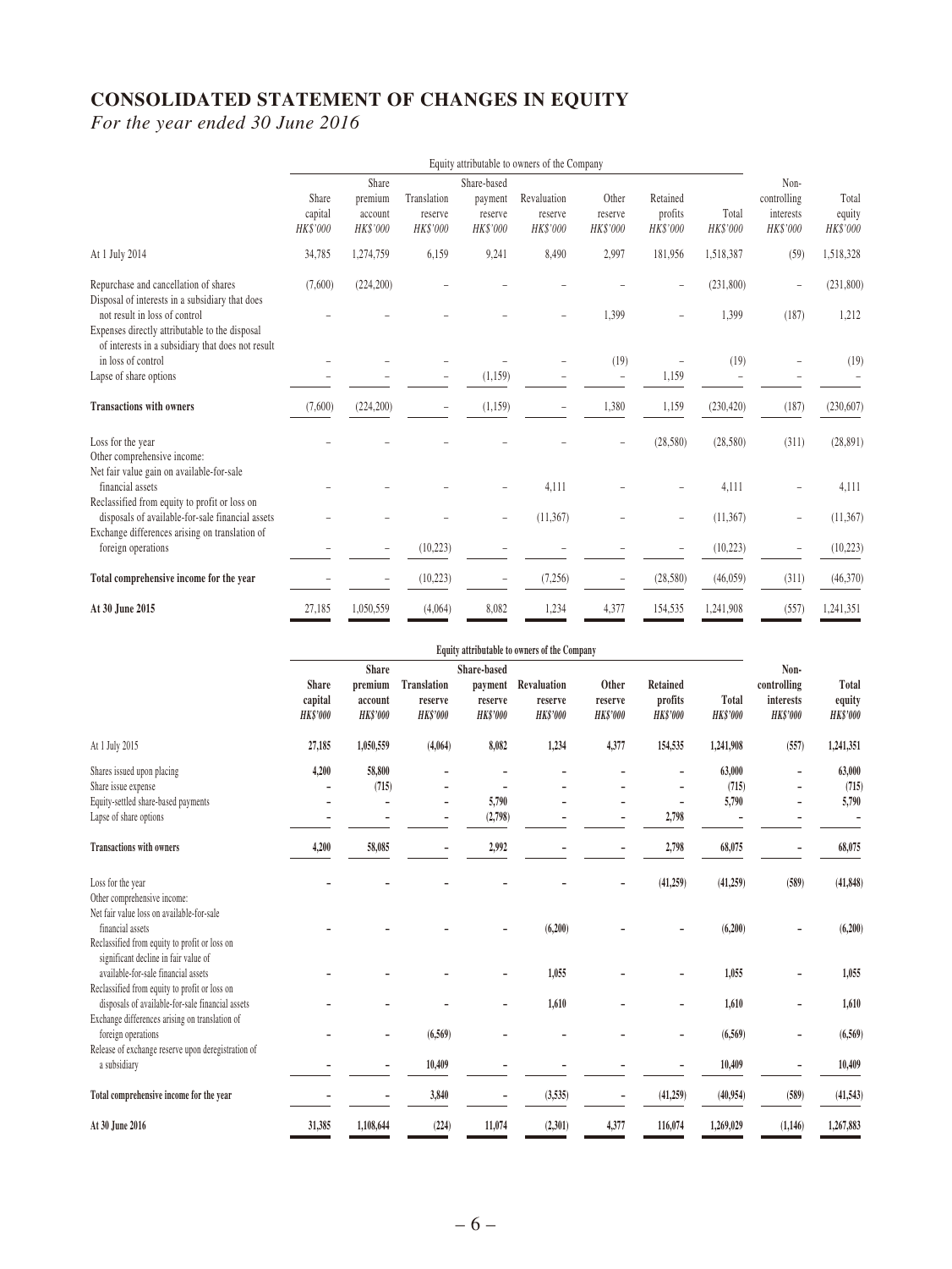# CONSOLIDATED STATEMENT OF CHANGES IN EQUITY

*For the year ended 30 June 2016*

| | Equity attributable to owners of the Company | | | | | | | | | |
|---|---|---|---|---|---|---|---|---|---|---|
| | Share capital HK$'000 | Share premium account HK$'000 | Translation reserve HK$'000 | Share-based payment reserve HK$'000 | Revaluation reserve HK$'000 | Other reserve HK$'000 | Retained profits HK$'000 | Total HK$'000 | Non-controlling interests HK$'000 | Total equity HK$'000 |
| At 1 July 2014 | 34,785 | 1,274,759 | 6,159 | 9,241 | 8,490 | 2,997 | 181,956 | 1,518,387 | (59) | 1,518,328 |
| Repurchase and cancellation of shares | (7,600) | (224,200) | – | – | – | – | – | (231,800) | – | (231,800) |
| Disposal of interests in a subsidiary that does not result in loss of control | – | – | – | – | – | 1,399 | – | 1,399 | (187) | 1,212 |
| Expenses directly attributable to the disposal of interests in a subsidiary that does not result in loss of control | – | – | – | – | – | (19) | – | (19) | – | (19) |
| Lapse of share options | – | – | – | (1,159) | – | – | 1,159 | – | – | – |
| **Transactions with owners** | (7,600) | (224,200) | – | (1,159) | – | 1,380 | 1,159 | (230,420) | (187) | (230,607) |
| Loss for the year | – | – | – | – | – | – | (28,580) | (28,580) | (311) | (28,891) |
| Other comprehensive income: | | | | | | | | | | |
| Net fair value gain on available-for-sale financial assets | – | – | – | – | 4,111 | – | – | 4,111 | – | 4,111 |
| Reclassified from equity to profit or loss on disposals of available-for-sale financial assets | – | – | – | – | (11,367) | – | – | (11,367) | – | (11,367) |
| Exchange differences arising on translation of foreign operations | – | – | (10,223) | – | – | – | – | (10,223) | – | (10,223) |
| **Total comprehensive income for the year** | – | – | (10,223) | – | (7,256) | – | (28,580) | (46,059) | (311) | (46,370) |
| **At 30 June 2015** | 27,185 | 1,050,559 | (4,064) | 8,082 | 1,234 | 4,377 | 154,535 | 1,241,908 | (557) | 1,241,351 |

| | Equity attributable to owners of the Company | | | | | | | | | |
|---|---|---|---|---|---|---|---|---|---|---|
| | **Share capital HK$'000** | **Share premium account HK$'000** | **Translation reserve HK$'000** | **Share-based payment reserve HK$'000** | **Revaluation reserve HK$'000** | **Other reserve HK$'000** | **Retained profits HK$'000** | **Total HK$'000** | **Non-controlling interests HK$'000** | **Total equity HK$'000** |
| At 1 July 2015 | **27,185** | **1,050,559** | **(4,064)** | **8,082** | **1,234** | **4,377** | **154,535** | **1,241,908** | **(557)** | **1,241,351** |
| Shares issued upon placing | **4,200** | **58,800** | – | – | – | – | – | **63,000** | – | **63,000** |
| Share issue expense | – | **(715)** | – | – | – | – | – | **(715)** | – | **(715)** |
| Equity-settled share-based payments | – | – | – | **5,790** | – | – | – | **5,790** | – | **5,790** |
| Lapse of share options | – | – | – | **(2,798)** | – | – | **2,798** | – | – | – |
| **Transactions with owners** | **4,200** | **58,085** | – | **2,992** | – | – | **2,798** | **68,075** | – | **68,075** |
| Loss for the year | – | – | – | – | – | – | **(41,259)** | **(41,259)** | **(589)** | **(41,848)** |
| Other comprehensive income: | | | | | | | | | | |
| Net fair value loss on available-for-sale financial assets | – | – | – | – | **(6,200)** | – | – | **(6,200)** | – | **(6,200)** |
| Reclassified from equity to profit or loss on significant decline in fair value of available-for-sale financial assets | – | – | – | – | **1,055** | – | – | **1,055** | – | **1,055** |
| Reclassified from equity to profit or loss on disposals of available-for-sale financial assets | – | – | – | – | **1,610** | – | – | **1,610** | – | **1,610** |
| Exchange differences arising on translation of foreign operations | – | – | **(6,569)** | – | – | – | – | **(6,569)** | – | **(6,569)** |
| Release of exchange reserve upon deregistration of a subsidiary | – | – | **10,409** | – | – | – | – | **10,409** | – | **10,409** |
| **Total comprehensive income for the year** | – | – | **3,840** | – | **(3,535)** | – | **(41,259)** | **(40,954)** | **(589)** | **(41,543)** |
| **At 30 June 2016** | **31,385** | **1,108,644** | **(224)** | **11,074** | **(2,301)** | **4,377** | **116,074** | **1,269,029** | **(1,146)** | **1,267,883** |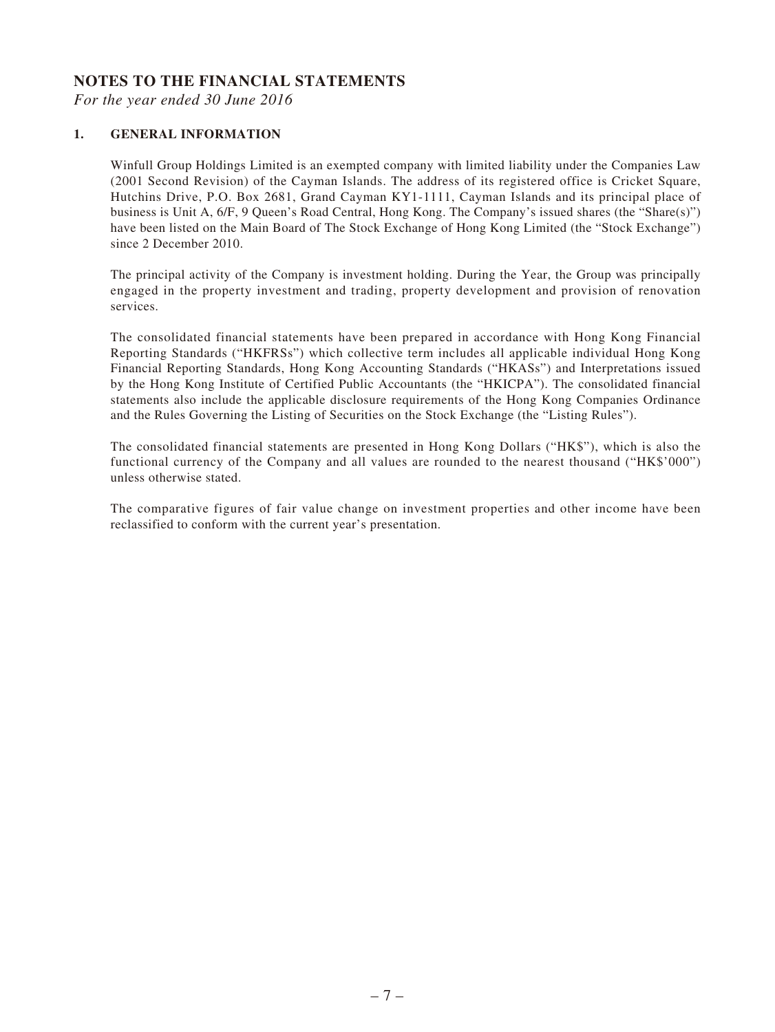# NOTES TO THE FINANCIAL STATEMENTS

*For the year ended 30 June 2016*

## 1. GENERAL INFORMATION

Winfull Group Holdings Limited is an exempted company with limited liability under the Companies Law (2001 Second Revision) of the Cayman Islands. The address of its registered office is Cricket Square, Hutchins Drive, P.O. Box 2681, Grand Cayman KY1-1111, Cayman Islands and its principal place of business is Unit A, 6/F, 9 Queen's Road Central, Hong Kong. The Company's issued shares (the "Share(s)") have been listed on the Main Board of The Stock Exchange of Hong Kong Limited (the "Stock Exchange") since 2 December 2010.

The principal activity of the Company is investment holding. During the Year, the Group was principally engaged in the property investment and trading, property development and provision of renovation services.

The consolidated financial statements have been prepared in accordance with Hong Kong Financial Reporting Standards ("HKFRSs") which collective term includes all applicable individual Hong Kong Financial Reporting Standards, Hong Kong Accounting Standards ("HKASs") and Interpretations issued by the Hong Kong Institute of Certified Public Accountants (the "HKICPA"). The consolidated financial statements also include the applicable disclosure requirements of the Hong Kong Companies Ordinance and the Rules Governing the Listing of Securities on the Stock Exchange (the "Listing Rules").

The consolidated financial statements are presented in Hong Kong Dollars ("HK$"), which is also the functional currency of the Company and all values are rounded to the nearest thousand ("HK$'000") unless otherwise stated.

The comparative figures of fair value change on investment properties and other income have been reclassified to conform with the current year's presentation.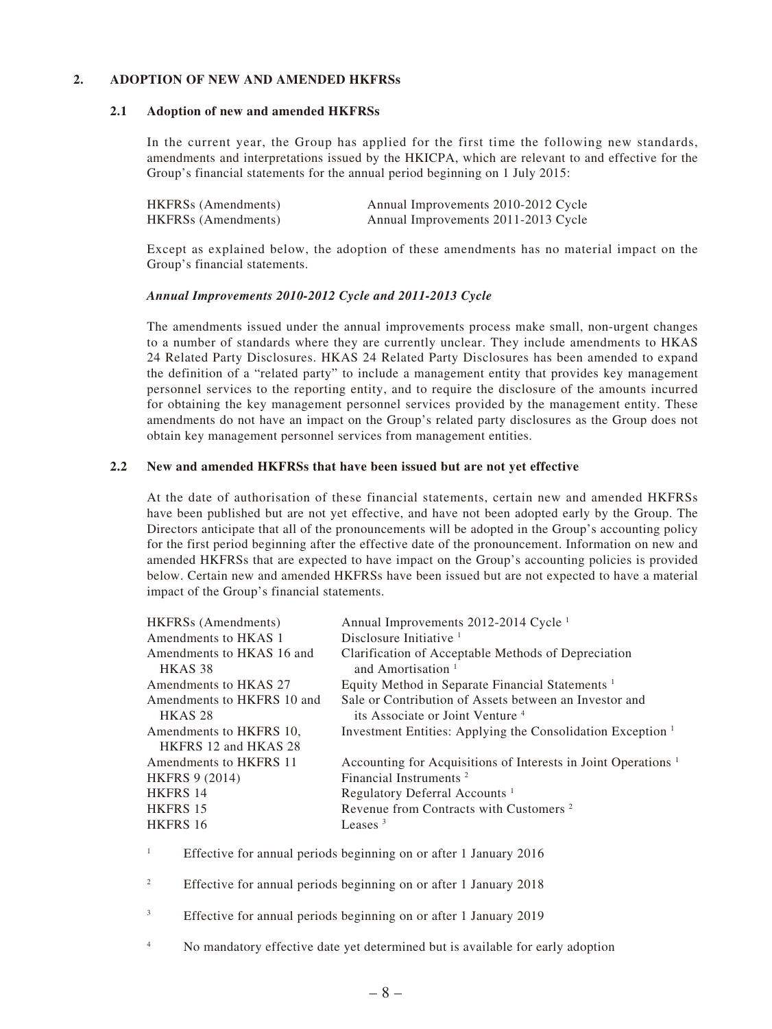## 2. ADOPTION OF NEW AND AMENDED HKFRSs

### 2.1 Adoption of new and amended HKFRSs

In the current year, the Group has applied for the first time the following new standards, amendments and interpretations issued by the HKICPA, which are relevant to and effective for the Group's financial statements for the annual period beginning on 1 July 2015:

| | |
|---|---|
| HKFRSs (Amendments) | Annual Improvements 2010-2012 Cycle |
| HKFRSs (Amendments) | Annual Improvements 2011-2013 Cycle |

Except as explained below, the adoption of these amendments has no material impact on the Group's financial statements.

***Annual Improvements 2010-2012 Cycle and 2011-2013 Cycle***

The amendments issued under the annual improvements process make small, non-urgent changes to a number of standards where they are currently unclear. They include amendments to HKAS 24 Related Party Disclosures. HKAS 24 Related Party Disclosures has been amended to expand the definition of a "related party" to include a management entity that provides key management personnel services to the reporting entity, and to require the disclosure of the amounts incurred for obtaining the key management personnel services provided by the management entity. These amendments do not have an impact on the Group's related party disclosures as the Group does not obtain key management personnel services from management entities.

### 2.2 New and amended HKFRSs that have been issued but are not yet effective

At the date of authorisation of these financial statements, certain new and amended HKFRSs have been published but are not yet effective, and have not been adopted early by the Group. The Directors anticipate that all of the pronouncements will be adopted in the Group's accounting policy for the first period beginning after the effective date of the pronouncement. Information on new and amended HKFRSs that are expected to have impact on the Group's accounting policies is provided below. Certain new and amended HKFRSs have been issued but are not expected to have a material impact of the Group's financial statements.

| | |
|---|---|
| HKFRSs (Amendments) | Annual Improvements 2012-2014 Cycle [1] |
| Amendments to HKAS 1 | Disclosure Initiative [1] |
| Amendments to HKAS 16 and HKAS 38 | Clarification of Acceptable Methods of Depreciation and Amortisation [1] |
| Amendments to HKAS 27 | Equity Method in Separate Financial Statements [1] |
| Amendments to HKFRS 10 and HKAS 28 | Sale or Contribution of Assets between an Investor and its Associate or Joint Venture [4] |
| Amendments to HKFRS 10, HKFRS 12 and HKAS 28 | Investment Entities: Applying the Consolidation Exception [1] |
| Amendments to HKFRS 11 | Accounting for Acquisitions of Interests in Joint Operations [1] |
| HKFRS 9 (2014) | Financial Instruments [2] |
| HKFRS 14 | Regulatory Deferral Accounts [1] |
| HKFRS 15 | Revenue from Contracts with Customers [2] |
| HKFRS 16 | Leases [3] |

[1] Effective for annual periods beginning on or after 1 January 2016

[2] Effective for annual periods beginning on or after 1 January 2018

[3] Effective for annual periods beginning on or after 1 January 2019

[4] No mandatory effective date yet determined but is available for early adoption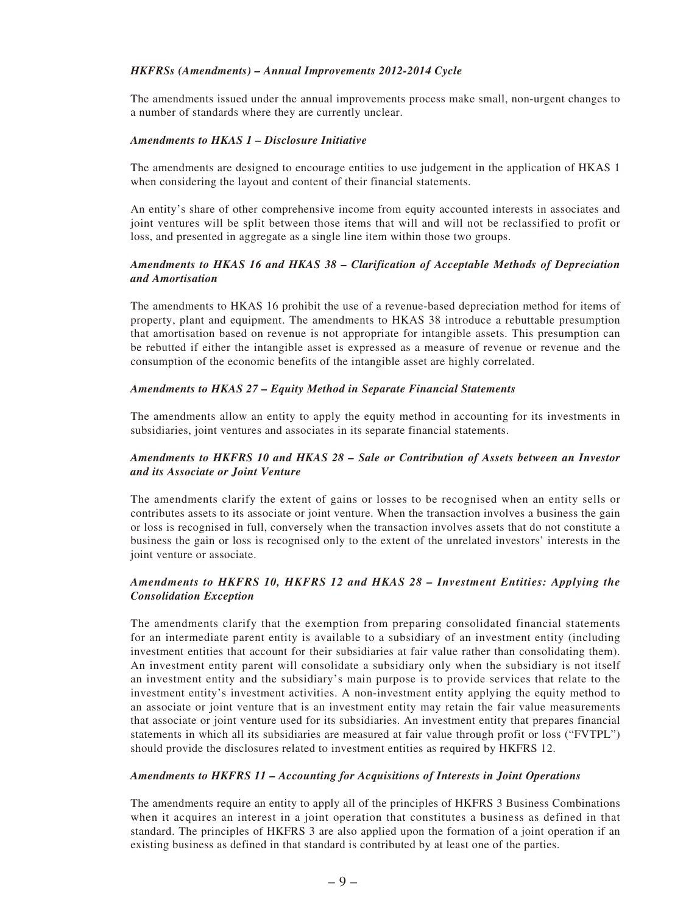***HKFRSs (Amendments) – Annual Improvements 2012-2014 Cycle***

The amendments issued under the annual improvements process make small, non-urgent changes to a number of standards where they are currently unclear.

***Amendments to HKAS 1 – Disclosure Initiative***

The amendments are designed to encourage entities to use judgement in the application of HKAS 1 when considering the layout and content of their financial statements.

An entity's share of other comprehensive income from equity accounted interests in associates and joint ventures will be split between those items that will and will not be reclassified to profit or loss, and presented in aggregate as a single line item within those two groups.

***Amendments to HKAS 16 and HKAS 38 – Clarification of Acceptable Methods of Depreciation and Amortisation***

The amendments to HKAS 16 prohibit the use of a revenue-based depreciation method for items of property, plant and equipment. The amendments to HKAS 38 introduce a rebuttable presumption that amortisation based on revenue is not appropriate for intangible assets. This presumption can be rebutted if either the intangible asset is expressed as a measure of revenue or revenue and the consumption of the economic benefits of the intangible asset are highly correlated.

***Amendments to HKAS 27 – Equity Method in Separate Financial Statements***

The amendments allow an entity to apply the equity method in accounting for its investments in subsidiaries, joint ventures and associates in its separate financial statements.

***Amendments to HKFRS 10 and HKAS 28 – Sale or Contribution of Assets between an Investor and its Associate or Joint Venture***

The amendments clarify the extent of gains or losses to be recognised when an entity sells or contributes assets to its associate or joint venture. When the transaction involves a business the gain or loss is recognised in full, conversely when the transaction involves assets that do not constitute a business the gain or loss is recognised only to the extent of the unrelated investors' interests in the joint venture or associate.

***Amendments to HKFRS 10, HKFRS 12 and HKAS 28 – Investment Entities: Applying the Consolidation Exception***

The amendments clarify that the exemption from preparing consolidated financial statements for an intermediate parent entity is available to a subsidiary of an investment entity (including investment entities that account for their subsidiaries at fair value rather than consolidating them). An investment entity parent will consolidate a subsidiary only when the subsidiary is not itself an investment entity and the subsidiary's main purpose is to provide services that relate to the investment entity's investment activities. A non-investment entity applying the equity method to an associate or joint venture that is an investment entity may retain the fair value measurements that associate or joint venture used for its subsidiaries. An investment entity that prepares financial statements in which all its subsidiaries are measured at fair value through profit or loss ("FVTPL") should provide the disclosures related to investment entities as required by HKFRS 12.

***Amendments to HKFRS 11 – Accounting for Acquisitions of Interests in Joint Operations***

The amendments require an entity to apply all of the principles of HKFRS 3 Business Combinations when it acquires an interest in a joint operation that constitutes a business as defined in that standard. The principles of HKFRS 3 are also applied upon the formation of a joint operation if an existing business as defined in that standard is contributed by at least one of the parties.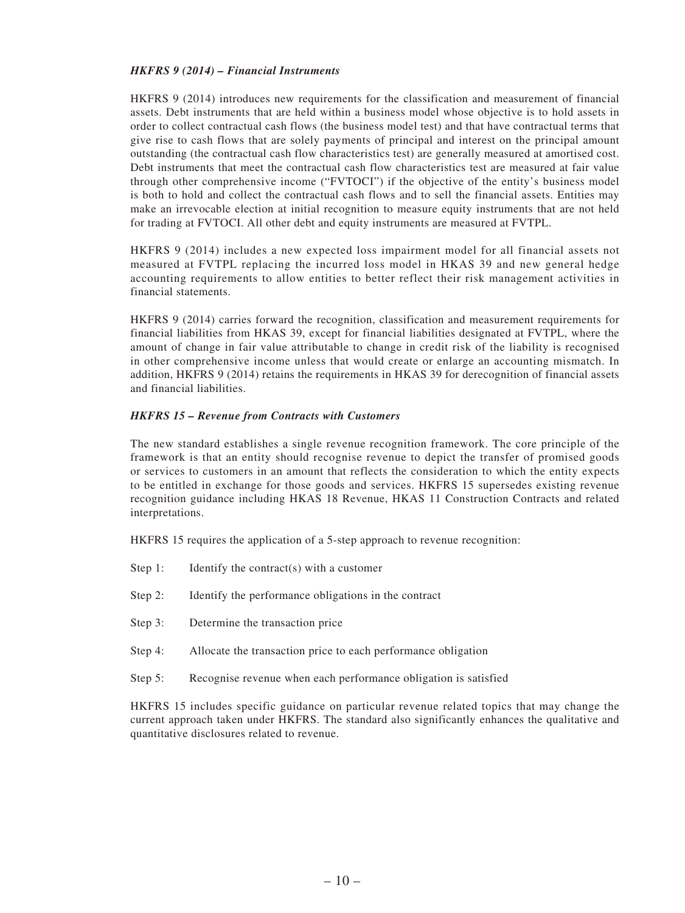***HKFRS 9 (2014) – Financial Instruments***

HKFRS 9 (2014) introduces new requirements for the classification and measurement of financial assets. Debt instruments that are held within a business model whose objective is to hold assets in order to collect contractual cash flows (the business model test) and that have contractual terms that give rise to cash flows that are solely payments of principal and interest on the principal amount outstanding (the contractual cash flow characteristics test) are generally measured at amortised cost. Debt instruments that meet the contractual cash flow characteristics test are measured at fair value through other comprehensive income ("FVTOCI") if the objective of the entity's business model is both to hold and collect the contractual cash flows and to sell the financial assets. Entities may make an irrevocable election at initial recognition to measure equity instruments that are not held for trading at FVTOCI. All other debt and equity instruments are measured at FVTPL.

HKFRS 9 (2014) includes a new expected loss impairment model for all financial assets not measured at FVTPL replacing the incurred loss model in HKAS 39 and new general hedge accounting requirements to allow entities to better reflect their risk management activities in financial statements.

HKFRS 9 (2014) carries forward the recognition, classification and measurement requirements for financial liabilities from HKAS 39, except for financial liabilities designated at FVTPL, where the amount of change in fair value attributable to change in credit risk of the liability is recognised in other comprehensive income unless that would create or enlarge an accounting mismatch. In addition, HKFRS 9 (2014) retains the requirements in HKAS 39 for derecognition of financial assets and financial liabilities.

***HKFRS 15 – Revenue from Contracts with Customers***

The new standard establishes a single revenue recognition framework. The core principle of the framework is that an entity should recognise revenue to depict the transfer of promised goods or services to customers in an amount that reflects the consideration to which the entity expects to be entitled in exchange for those goods and services. HKFRS 15 supersedes existing revenue recognition guidance including HKAS 18 Revenue, HKAS 11 Construction Contracts and related interpretations.

HKFRS 15 requires the application of a 5-step approach to revenue recognition:

Step 1: Identify the contract(s) with a customer

Step 2: Identify the performance obligations in the contract

Step 3: Determine the transaction price

Step 4: Allocate the transaction price to each performance obligation

Step 5: Recognise revenue when each performance obligation is satisfied

HKFRS 15 includes specific guidance on particular revenue related topics that may change the current approach taken under HKFRS. The standard also significantly enhances the qualitative and quantitative disclosures related to revenue.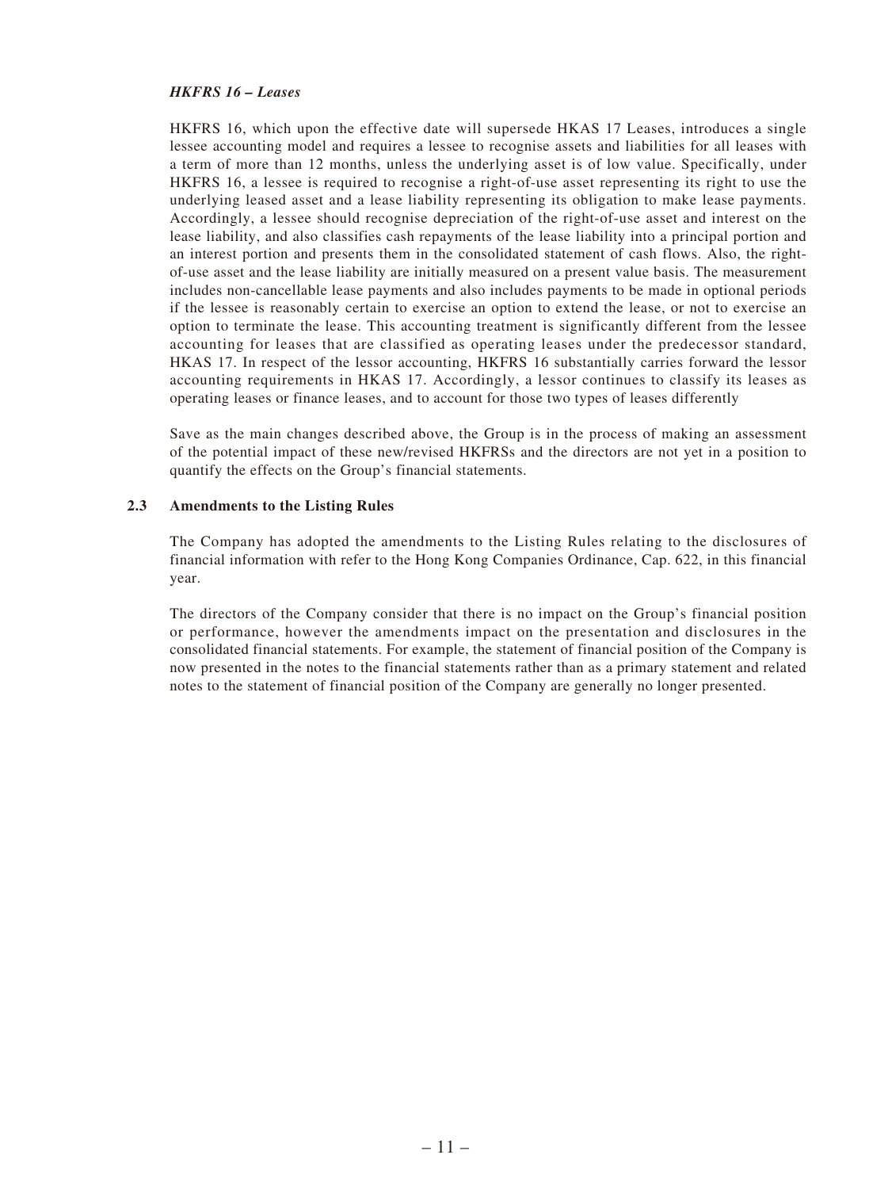***HKFRS 16 – Leases***

HKFRS 16, which upon the effective date will supersede HKAS 17 Leases, introduces a single lessee accounting model and requires a lessee to recognise assets and liabilities for all leases with a term of more than 12 months, unless the underlying asset is of low value. Specifically, under HKFRS 16, a lessee is required to recognise a right-of-use asset representing its right to use the underlying leased asset and a lease liability representing its obligation to make lease payments. Accordingly, a lessee should recognise depreciation of the right-of-use asset and interest on the lease liability, and also classifies cash repayments of the lease liability into a principal portion and an interest portion and presents them in the consolidated statement of cash flows. Also, the right-of-use asset and the lease liability are initially measured on a present value basis. The measurement includes non-cancellable lease payments and also includes payments to be made in optional periods if the lessee is reasonably certain to exercise an option to extend the lease, or not to exercise an option to terminate the lease. This accounting treatment is significantly different from the lessee accounting for leases that are classified as operating leases under the predecessor standard, HKAS 17. In respect of the lessor accounting, HKFRS 16 substantially carries forward the lessor accounting requirements in HKAS 17. Accordingly, a lessor continues to classify its leases as operating leases or finance leases, and to account for those two types of leases differently

Save as the main changes described above, the Group is in the process of making an assessment of the potential impact of these new/revised HKFRSs and the directors are not yet in a position to quantify the effects on the Group's financial statements.

**2.3 Amendments to the Listing Rules**

The Company has adopted the amendments to the Listing Rules relating to the disclosures of financial information with refer to the Hong Kong Companies Ordinance, Cap. 622, in this financial year.

The directors of the Company consider that there is no impact on the Group's financial position or performance, however the amendments impact on the presentation and disclosures in the consolidated financial statements. For example, the statement of financial position of the Company is now presented in the notes to the financial statements rather than as a primary statement and related notes to the statement of financial position of the Company are generally no longer presented.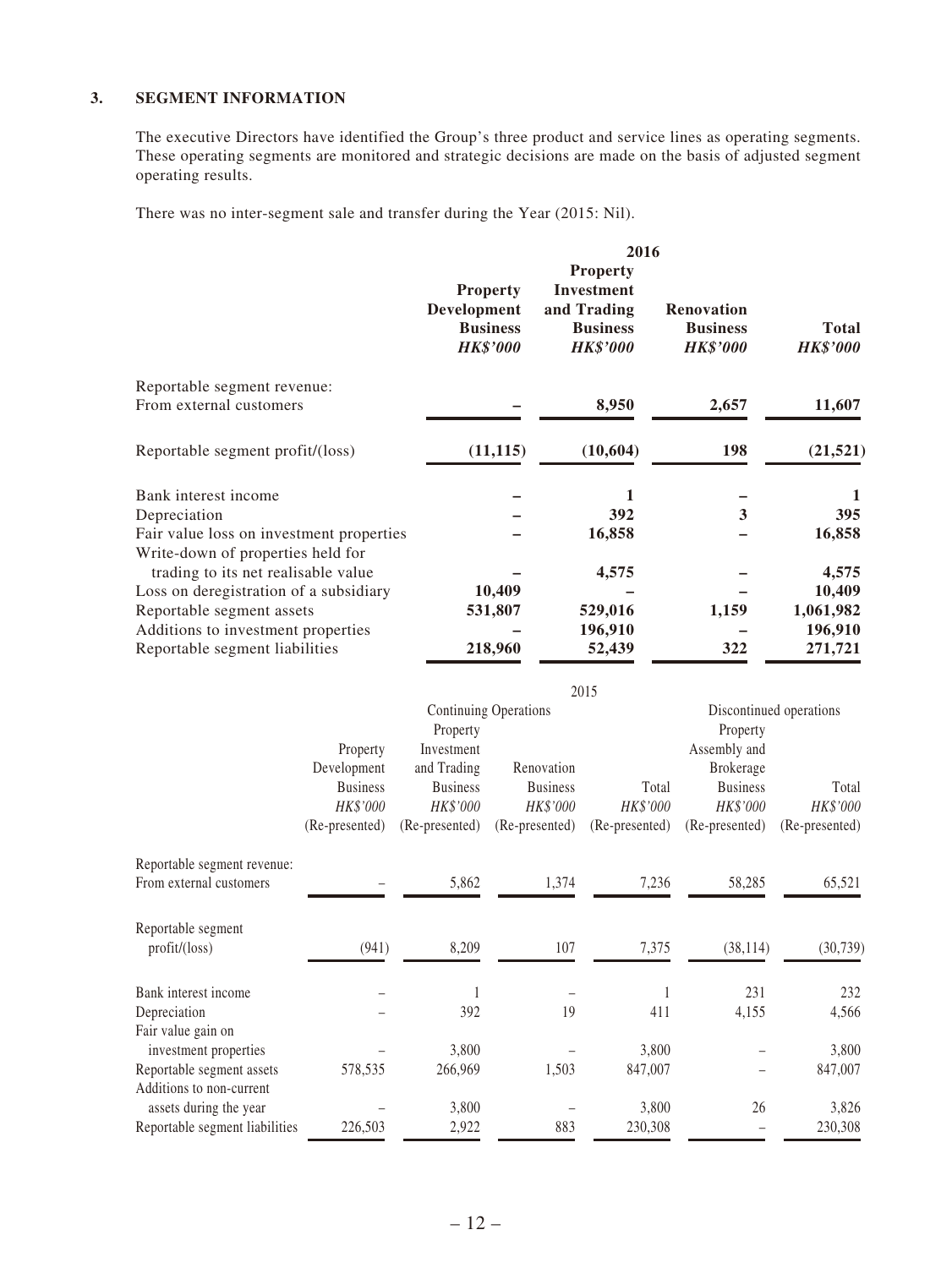### 3. SEGMENT INFORMATION

The executive Directors have identified the Group's three product and service lines as operating segments. These operating segments are monitored and strategic decisions are made on the basis of adjusted segment operating results.

There was no inter-segment sale and transfer during the Year (2015: Nil).

| | **2016** | | | |
|---|---|---|---|---|
| | **Property Development Business** | **Property Investment and Trading Business** | **Renovation Business** | **Total** |
| | ***HK$'000*** | ***HK$'000*** | ***HK$'000*** | ***HK$'000*** |
| Reportable segment revenue: | | | | |
| From external customers | **–** | **8,950** | **2,657** | **11,607** |
| Reportable segment profit/(loss) | **(11,115)** | **(10,604)** | **198** | **(21,521)** |
| Bank interest income | **–** | **1** | **–** | **1** |
| Depreciation | **–** | **392** | **3** | **395** |
| Fair value loss on investment properties | **–** | **16,858** | **–** | **16,858** |
| Write-down of properties held for trading to its net realisable value | **–** | **4,575** | **–** | **4,575** |
| Loss on deregistration of a subsidiary | **10,409** | **–** | **–** | **10,409** |
| Reportable segment assets | **531,807** | **529,016** | **1,159** | **1,061,982** |
| Additions to investment properties | **–** | **196,910** | **–** | **196,910** |
| Reportable segment liabilities | **218,960** | **52,439** | **322** | **271,721** |

| | 2015 | | | | | |
|---|---|---|---|---|---|---|
| | Continuing Operations | | | | Discontinued operations | |
| | Property Development Business | Property Investment and Trading Business | Renovation Business | Total | Property Assembly and Brokerage Business | Total |
| | *HK$'000* | *HK$'000* | *HK$'000* | *HK$'000* | *HK$'000* | *HK$'000* |
| | (Re-presented) | (Re-presented) | (Re-presented) | (Re-presented) | (Re-presented) | (Re-presented) |
| Reportable segment revenue: | | | | | | |
| From external customers | – | 5,862 | 1,374 | 7,236 | 58,285 | 65,521 |
| Reportable segment profit/(loss) | (941) | 8,209 | 107 | 7,375 | (38,114) | (30,739) |
| Bank interest income | – | 1 | – | 1 | 231 | 232 |
| Depreciation | – | 392 | 19 | 411 | 4,155 | 4,566 |
| Fair value gain on investment properties | – | 3,800 | – | 3,800 | – | 3,800 |
| Reportable segment assets | 578,535 | 266,969 | 1,503 | 847,007 | – | 847,007 |
| Additions to non-current assets during the year | – | 3,800 | – | 3,800 | 26 | 3,826 |
| Reportable segment liabilities | 226,503 | 2,922 | 883 | 230,308 | – | 230,308 |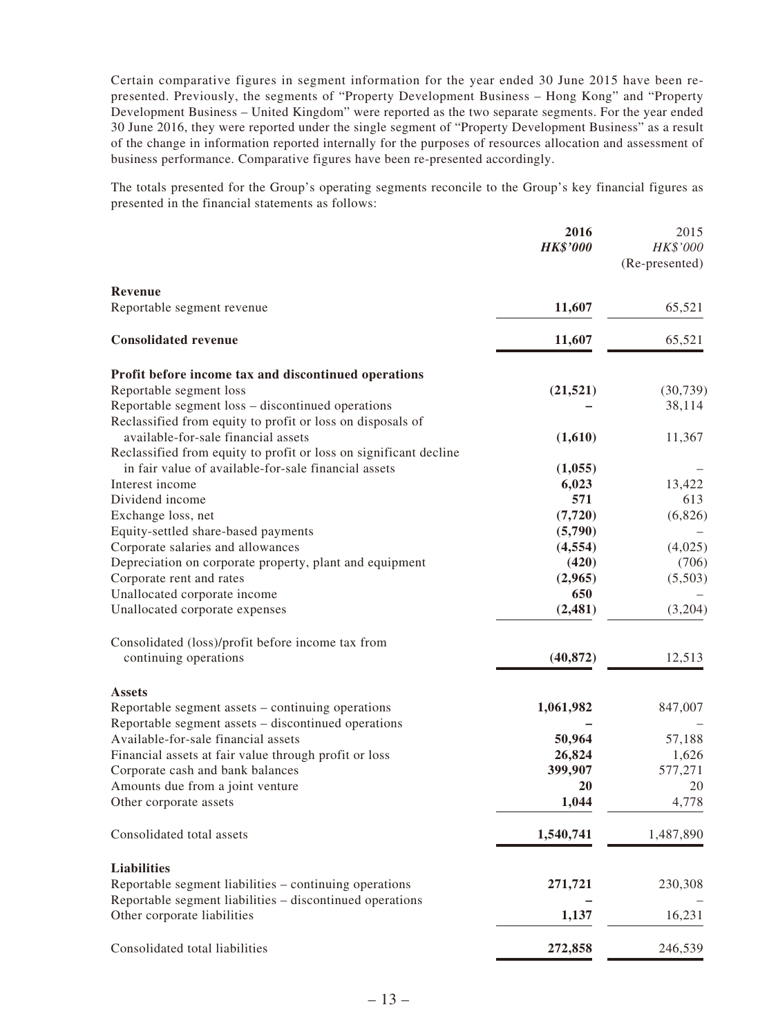Certain comparative figures in segment information for the year ended 30 June 2015 have been re-presented. Previously, the segments of "Property Development Business – Hong Kong" and "Property Development Business – United Kingdom" were reported as the two separate segments. For the year ended 30 June 2016, they were reported under the single segment of "Property Development Business" as a result of the change in information reported internally for the purposes of resources allocation and assessment of business performance. Comparative figures have been re-presented accordingly.

The totals presented for the Group's operating segments reconcile to the Group's key financial figures as presented in the financial statements as follows:

| | 2016<br>HK$'000 | 2015<br>HK$'000<br>(Re-presented) |
|---|---|---|
| **Revenue** | | |
| Reportable segment revenue | **11,607** | 65,521 |
| **Consolidated revenue** | **11,607** | 65,521 |
| **Profit before income tax and discontinued operations** | | |
| Reportable segment loss | **(21,521)** | (30,739) |
| Reportable segment loss – discontinued operations | **–** | 38,114 |
| Reclassified from equity to profit or loss on disposals of available-for-sale financial assets | **(1,610)** | 11,367 |
| Reclassified from equity to profit or loss on significant decline in fair value of available-for-sale financial assets | **(1,055)** | – |
| Interest income | **6,023** | 13,422 |
| Dividend income | **571** | 613 |
| Exchange loss, net | **(7,720)** | (6,826) |
| Equity-settled share-based payments | **(5,790)** | – |
| Corporate salaries and allowances | **(4,554)** | (4,025) |
| Depreciation on corporate property, plant and equipment | **(420)** | (706) |
| Corporate rent and rates | **(2,965)** | (5,503) |
| Unallocated corporate income | **650** | – |
| Unallocated corporate expenses | **(2,481)** | (3,204) |
| Consolidated (loss)/profit before income tax from continuing operations | **(40,872)** | 12,513 |
| **Assets** | | |
| Reportable segment assets – continuing operations | **1,061,982** | 847,007 |
| Reportable segment assets – discontinued operations | **–** | – |
| Available-for-sale financial assets | **50,964** | 57,188 |
| Financial assets at fair value through profit or loss | **26,824** | 1,626 |
| Corporate cash and bank balances | **399,907** | 577,271 |
| Amounts due from a joint venture | **20** | 20 |
| Other corporate assets | **1,044** | 4,778 |
| Consolidated total assets | **1,540,741** | 1,487,890 |
| **Liabilities** | | |
| Reportable segment liabilities – continuing operations | **271,721** | 230,308 |
| Reportable segment liabilities – discontinued operations | **–** | – |
| Other corporate liabilities | **1,137** | 16,231 |
| Consolidated total liabilities | **272,858** | 246,539 |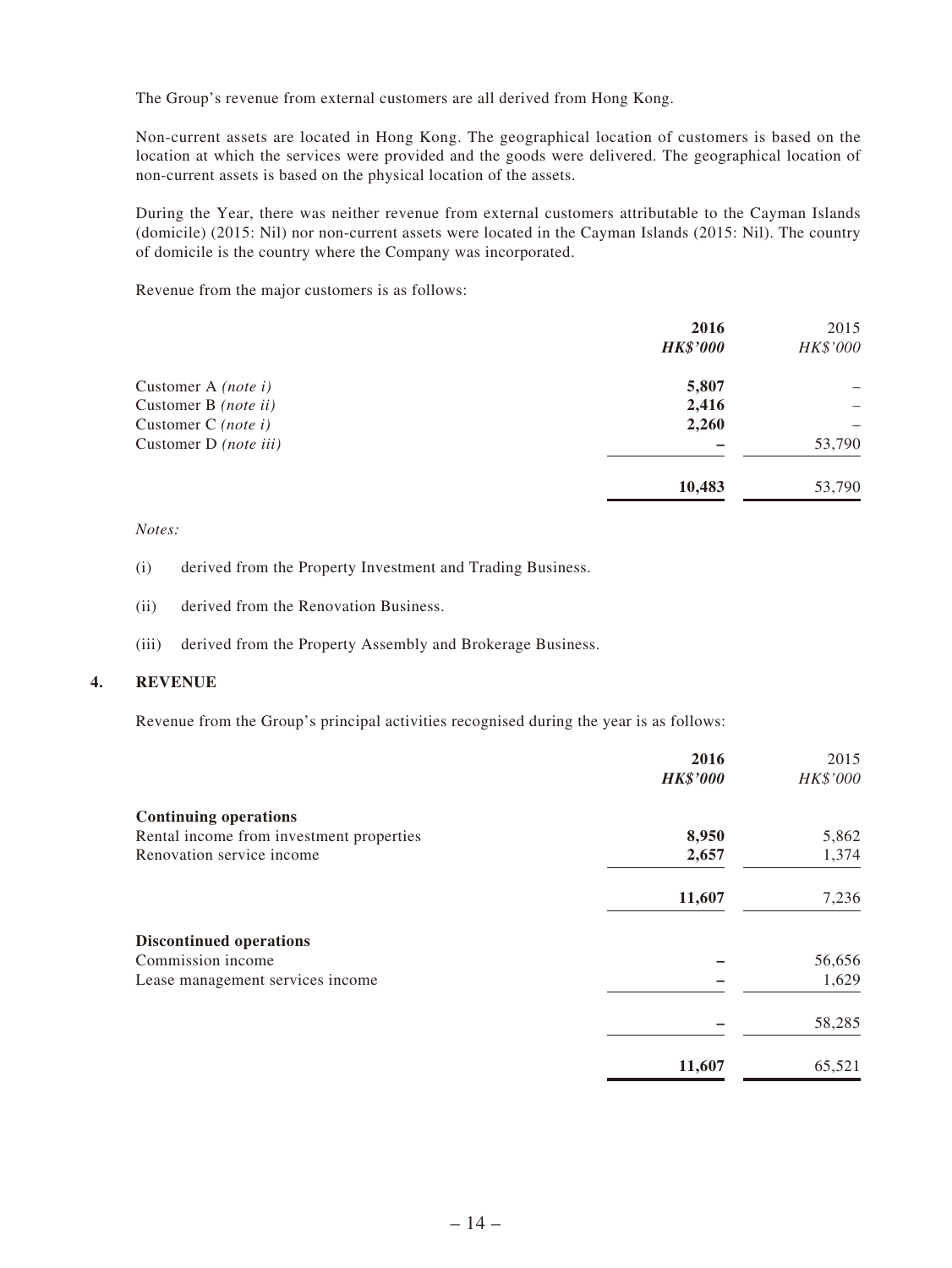The Group's revenue from external customers are all derived from Hong Kong.

Non-current assets are located in Hong Kong. The geographical location of customers is based on the location at which the services were provided and the goods were delivered. The geographical location of non-current assets is based on the physical location of the assets.

During the Year, there was neither revenue from external customers attributable to the Cayman Islands (domicile) (2015: Nil) nor non-current assets were located in the Cayman Islands (2015: Nil). The country of domicile is the country where the Company was incorporated.

Revenue from the major customers is as follows:

| | **2016** | 2015 |
|---|---|---|
| | ***HK$'000*** | *HK$'000* |
| Customer A *(note i)* | **5,807** | – |
| Customer B *(note ii)* | **2,416** | – |
| Customer C *(note i)* | **2,260** | – |
| Customer D *(note iii)* | **–** | 53,790 |
| | **10,483** | 53,790 |

*Notes:*

(i) derived from the Property Investment and Trading Business.

(ii) derived from the Renovation Business.

(iii) derived from the Property Assembly and Brokerage Business.

## 4. REVENUE

Revenue from the Group's principal activities recognised during the year is as follows:

| | **2016** | 2015 |
|---|---|---|
| | ***HK$'000*** | *HK$'000* |
| **Continuing operations** | | |
| Rental income from investment properties | **8,950** | 5,862 |
| Renovation service income | **2,657** | 1,374 |
| | **11,607** | 7,236 |
| **Discontinued operations** | | |
| Commission income | **–** | 56,656 |
| Lease management services income | **–** | 1,629 |
| | **–** | 58,285 |
| | **11,607** | 65,521 |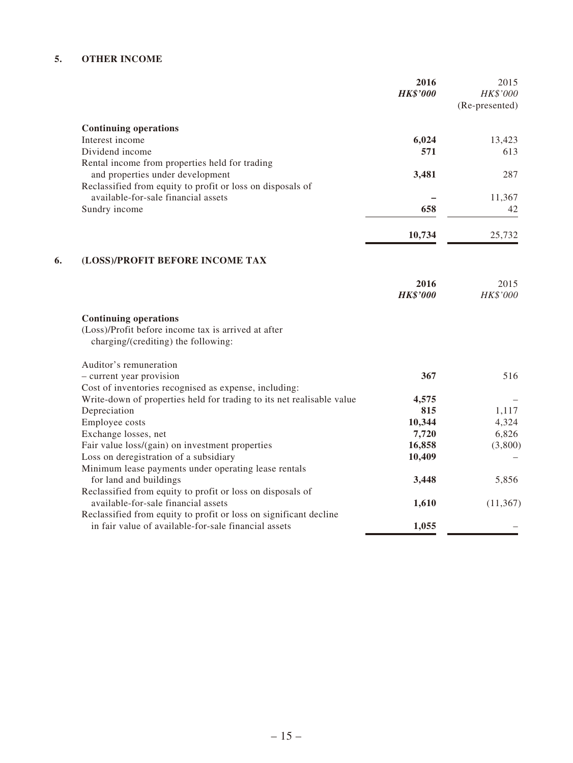## 5. OTHER INCOME

| | 2016 | 2015 |
|---|---|---|
| | ***HK$'000*** | *HK$'000* |
| | | (Re-presented) |
| **Continuing operations** | | |
| Interest income | **6,024** | 13,423 |
| Dividend income | **571** | 613 |
| Rental income from properties held for trading and properties under development | **3,481** | 287 |
| Reclassified from equity to profit or loss on disposals of available-for-sale financial assets | **–** | 11,367 |
| Sundry income | **658** | 42 |
| | **10,734** | 25,732 |

## 6. (LOSS)/PROFIT BEFORE INCOME TAX

| | 2016 | 2015 |
|---|---|---|
| | ***HK$'000*** | *HK$'000* |
| **Continuing operations** | | |
| (Loss)/Profit before income tax is arrived at after charging/(crediting) the following: | | |
| Auditor's remuneration | | |
| – current year provision | **367** | 516 |
| Cost of inventories recognised as expense, including: | | |
| Write-down of properties held for trading to its net realisable value | **4,575** | – |
| Depreciation | **815** | 1,117 |
| Employee costs | **10,344** | 4,324 |
| Exchange losses, net | **7,720** | 6,826 |
| Fair value loss/(gain) on investment properties | **16,858** | (3,800) |
| Loss on deregistration of a subsidiary | **10,409** | – |
| Minimum lease payments under operating lease rentals for land and buildings | **3,448** | 5,856 |
| Reclassified from equity to profit or loss on disposals of available-for-sale financial assets | **1,610** | (11,367) |
| Reclassified from equity to profit or loss on significant decline in fair value of available-for-sale financial assets | **1,055** | – |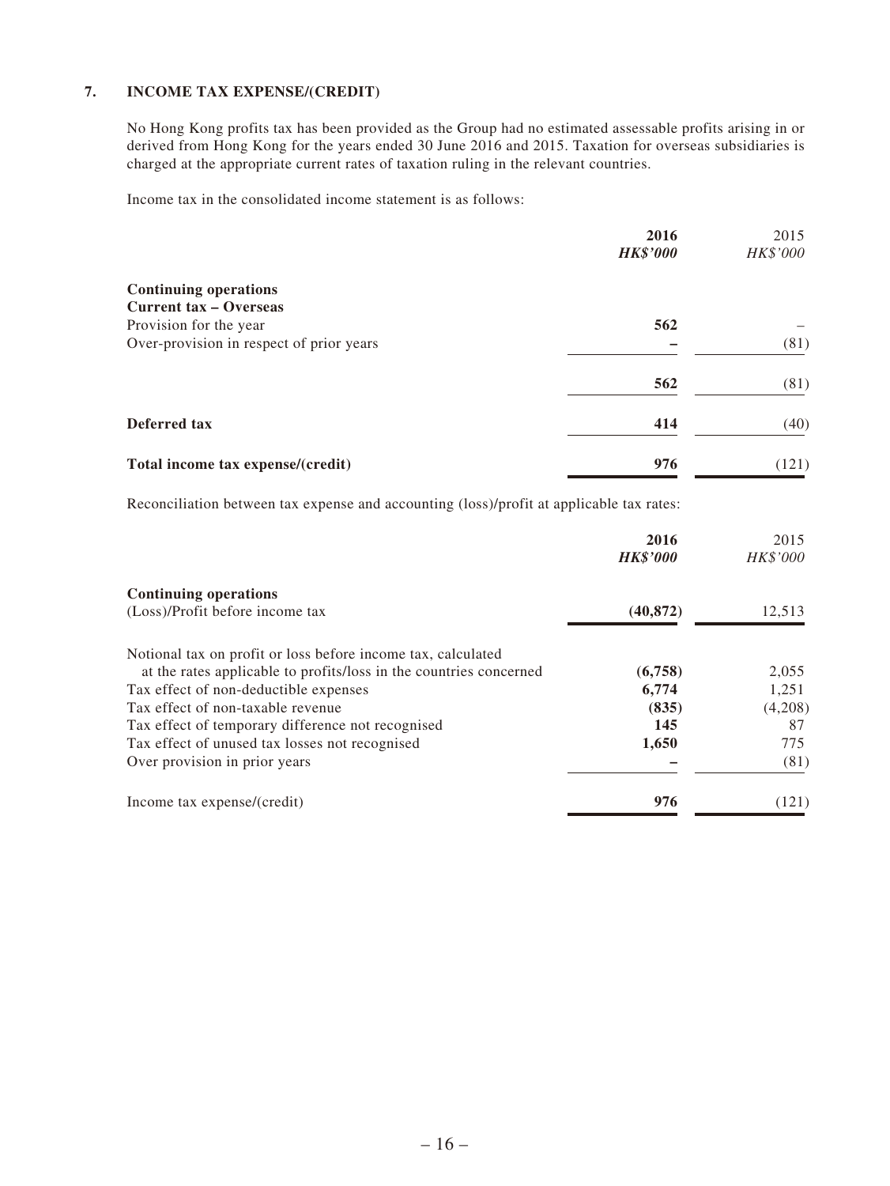## 7. INCOME TAX EXPENSE/(CREDIT)

No Hong Kong profits tax has been provided as the Group had no estimated assessable profits arising in or derived from Hong Kong for the years ended 30 June 2016 and 2015. Taxation for overseas subsidiaries is charged at the appropriate current rates of taxation ruling in the relevant countries.

Income tax in the consolidated income statement is as follows:

| | **2016** *HK$'000* | 2015 *HK$'000* |
|---|---|---|
| **Continuing operations** | | |
| **Current tax – Overseas** | | |
| Provision for the year | **562** | – |
| Over-provision in respect of prior years | **–** | (81) |
| | **562** | (81) |
| **Deferred tax** | **414** | (40) |
| **Total income tax expense/(credit)** | **976** | (121) |

Reconciliation between tax expense and accounting (loss)/profit at applicable tax rates:

| | **2016** *HK$'000* | 2015 *HK$'000* |
|---|---|---|
| **Continuing operations** | | |
| (Loss)/Profit before income tax | **(40,872)** | 12,513 |
| Notional tax on profit or loss before income tax, calculated at the rates applicable to profits/loss in the countries concerned | **(6,758)** | 2,055 |
| Tax effect of non-deductible expenses | **6,774** | 1,251 |
| Tax effect of non-taxable revenue | **(835)** | (4,208) |
| Tax effect of temporary difference not recognised | **145** | 87 |
| Tax effect of unused tax losses not recognised | **1,650** | 775 |
| Over provision in prior years | **–** | (81) |
| Income tax expense/(credit) | **976** | (121) |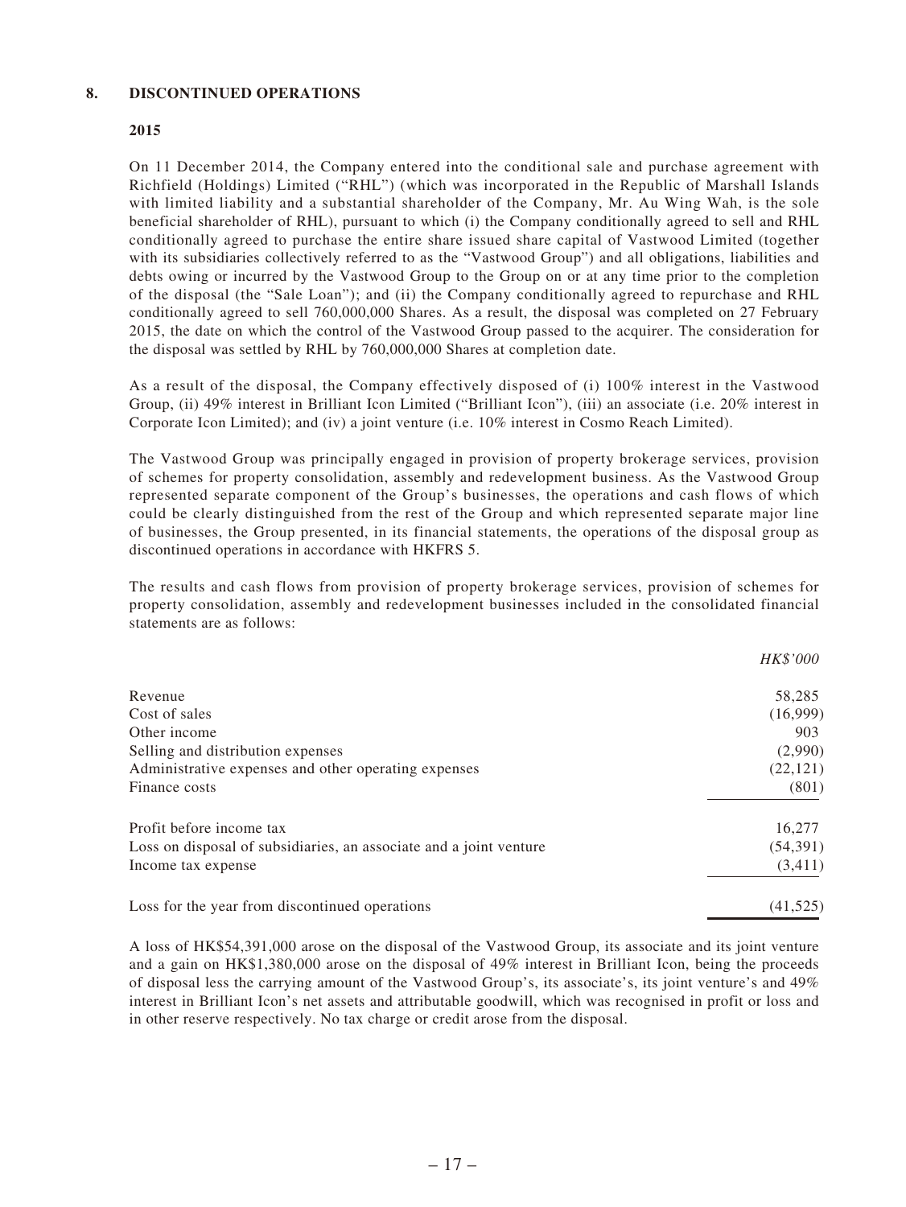## 8. DISCONTINUED OPERATIONS

### 2015

On 11 December 2014, the Company entered into the conditional sale and purchase agreement with Richfield (Holdings) Limited ("RHL") (which was incorporated in the Republic of Marshall Islands with limited liability and a substantial shareholder of the Company, Mr. Au Wing Wah, is the sole beneficial shareholder of RHL), pursuant to which (i) the Company conditionally agreed to sell and RHL conditionally agreed to purchase the entire share issued share capital of Vastwood Limited (together with its subsidiaries collectively referred to as the "Vastwood Group") and all obligations, liabilities and debts owing or incurred by the Vastwood Group to the Group on or at any time prior to the completion of the disposal (the "Sale Loan"); and (ii) the Company conditionally agreed to repurchase and RHL conditionally agreed to sell 760,000,000 Shares. As a result, the disposal was completed on 27 February 2015, the date on which the control of the Vastwood Group passed to the acquirer. The consideration for the disposal was settled by RHL by 760,000,000 Shares at completion date.

As a result of the disposal, the Company effectively disposed of (i) 100% interest in the Vastwood Group, (ii) 49% interest in Brilliant Icon Limited ("Brilliant Icon"), (iii) an associate (i.e. 20% interest in Corporate Icon Limited); and (iv) a joint venture (i.e. 10% interest in Cosmo Reach Limited).

The Vastwood Group was principally engaged in provision of property brokerage services, provision of schemes for property consolidation, assembly and redevelopment business. As the Vastwood Group represented separate component of the Group's businesses, the operations and cash flows of which could be clearly distinguished from the rest of the Group and which represented separate major line of businesses, the Group presented, in its financial statements, the operations of the disposal group as discontinued operations in accordance with HKFRS 5.

The results and cash flows from provision of property brokerage services, provision of schemes for property consolidation, assembly and redevelopment businesses included in the consolidated financial statements are as follows:

| | *HK$'000* |
|---|---|
| Revenue | 58,285 |
| Cost of sales | (16,999) |
| Other income | 903 |
| Selling and distribution expenses | (2,990) |
| Administrative expenses and other operating expenses | (22,121) |
| Finance costs | (801) |
| Profit before income tax | 16,277 |
| Loss on disposal of subsidiaries, an associate and a joint venture | (54,391) |
| Income tax expense | (3,411) |
| Loss for the year from discontinued operations | (41,525) |

A loss of HK$54,391,000 arose on the disposal of the Vastwood Group, its associate and its joint venture and a gain on HK$1,380,000 arose on the disposal of 49% interest in Brilliant Icon, being the proceeds of disposal less the carrying amount of the Vastwood Group's, its associate's, its joint venture's and 49% interest in Brilliant Icon's net assets and attributable goodwill, which was recognised in profit or loss and in other reserve respectively. No tax charge or credit arose from the disposal.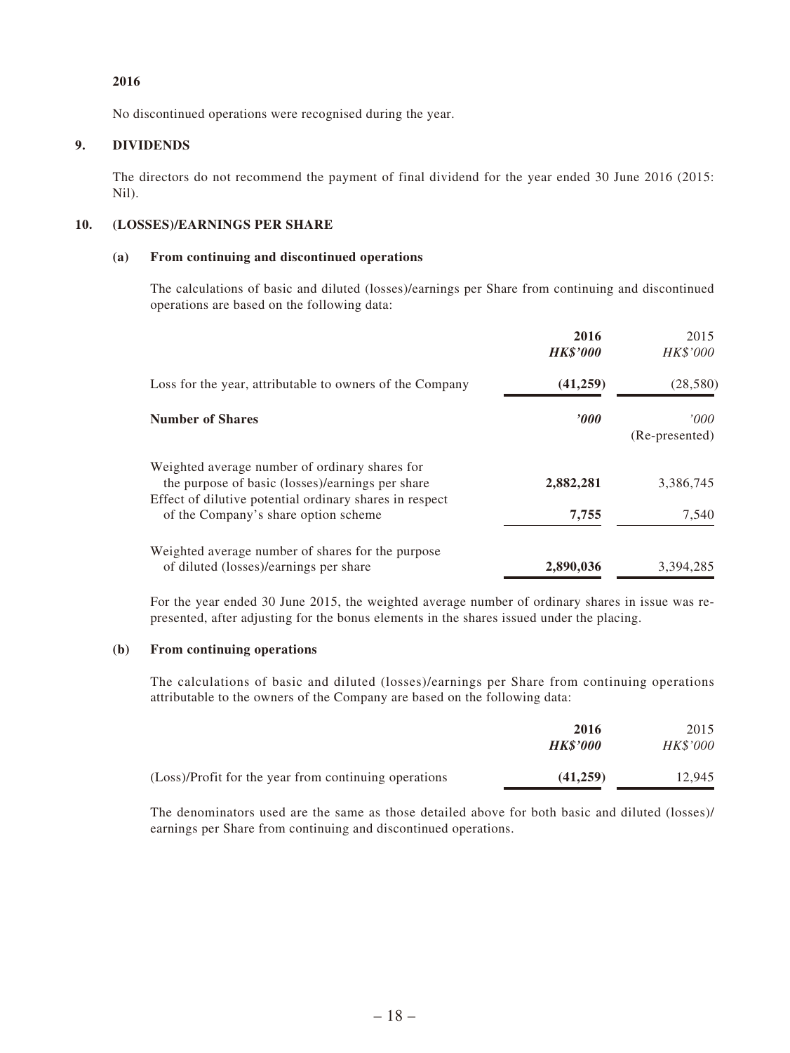**2016**

No discontinued operations were recognised during the year.

## 9. DIVIDENDS

The directors do not recommend the payment of final dividend for the year ended 30 June 2016 (2015: Nil).

## 10. (LOSSES)/EARNINGS PER SHARE

### (a) From continuing and discontinued operations

The calculations of basic and diluted (losses)/earnings per Share from continuing and discontinued operations are based on the following data:

| | **2016** | 2015 |
|---|---|---|
| | ***HK$'000*** | *HK$'000* |
| Loss for the year, attributable to owners of the Company | **(41,259)** | (28,580) |
| **Number of Shares** | ***'000*** | *'000* (Re-presented) |
| Weighted average number of ordinary shares for the purpose of basic (losses)/earnings per share | **2,882,281** | 3,386,745 |
| Effect of dilutive potential ordinary shares in respect of the Company's share option scheme | **7,755** | 7,540 |
| Weighted average number of shares for the purpose of diluted (losses)/earnings per share | **2,890,036** | 3,394,285 |

For the year ended 30 June 2015, the weighted average number of ordinary shares in issue was re-presented, after adjusting for the bonus elements in the shares issued under the placing.

### (b) From continuing operations

The calculations of basic and diluted (losses)/earnings per Share from continuing operations attributable to the owners of the Company are based on the following data:

| | **2016** | 2015 |
|---|---|---|
| | ***HK$'000*** | *HK$'000* |
| (Loss)/Profit for the year from continuing operations | **(41,259)** | 12,945 |

The denominators used are the same as those detailed above for both basic and diluted (losses)/earnings per Share from continuing and discontinued operations.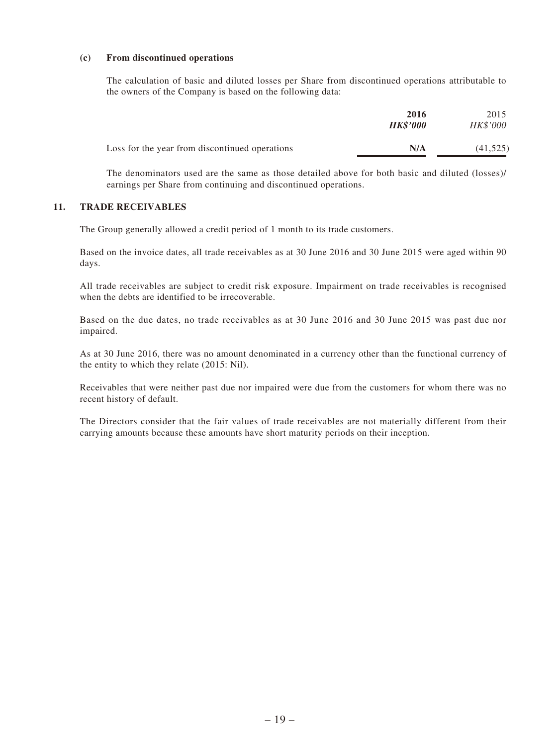**(c) From discontinued operations**

The calculation of basic and diluted losses per Share from discontinued operations attributable to the owners of the Company is based on the following data:

| | **2016** | 2015 |
|---|---|---|
| | ***HK$'000*** | *HK$'000* |
| Loss for the year from discontinued operations | **N/A** | (41,525) |

The denominators used are the same as those detailed above for both basic and diluted (losses)/ earnings per Share from continuing and discontinued operations.

## 11. TRADE RECEIVABLES

The Group generally allowed a credit period of 1 month to its trade customers.

Based on the invoice dates, all trade receivables as at 30 June 2016 and 30 June 2015 were aged within 90 days.

All trade receivables are subject to credit risk exposure. Impairment on trade receivables is recognised when the debts are identified to be irrecoverable.

Based on the due dates, no trade receivables as at 30 June 2016 and 30 June 2015 was past due nor impaired.

As at 30 June 2016, there was no amount denominated in a currency other than the functional currency of the entity to which they relate (2015: Nil).

Receivables that were neither past due nor impaired were due from the customers for whom there was no recent history of default.

The Directors consider that the fair values of trade receivables are not materially different from their carrying amounts because these amounts have short maturity periods on their inception.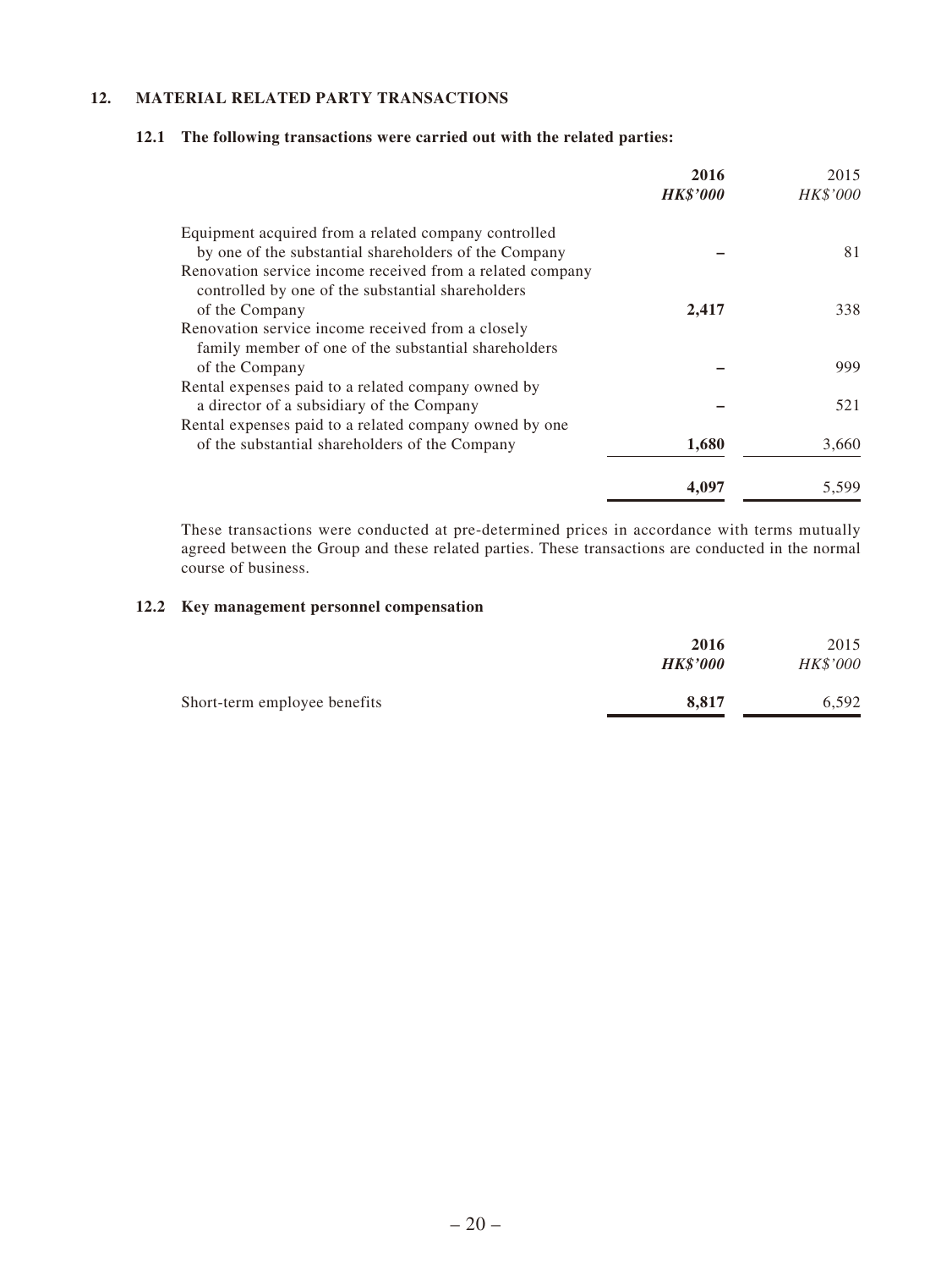## 12. MATERIAL RELATED PARTY TRANSACTIONS

### 12.1 The following transactions were carried out with the related parties:

| | 2016 *HK$'000* | 2015 *HK$'000* |
|---|---|---|
| Equipment acquired from a related company controlled by one of the substantial shareholders of the Company | – | 81 |
| Renovation service income received from a related company controlled by one of the substantial shareholders of the Company | 2,417 | 338 |
| Renovation service income received from a closely family member of one of the substantial shareholders of the Company | – | 999 |
| Rental expenses paid to a related company owned by a director of a subsidiary of the Company | – | 521 |
| Rental expenses paid to a related company owned by one of the substantial shareholders of the Company | 1,680 | 3,660 |
| | **4,097** | 5,599 |

These transactions were conducted at pre-determined prices in accordance with terms mutually agreed between the Group and these related parties. These transactions are conducted in the normal course of business.

### 12.2 Key management personnel compensation

| | 2016 *HK$'000* | 2015 *HK$'000* |
|---|---|---|
| Short-term employee benefits | **8,817** | 6,592 |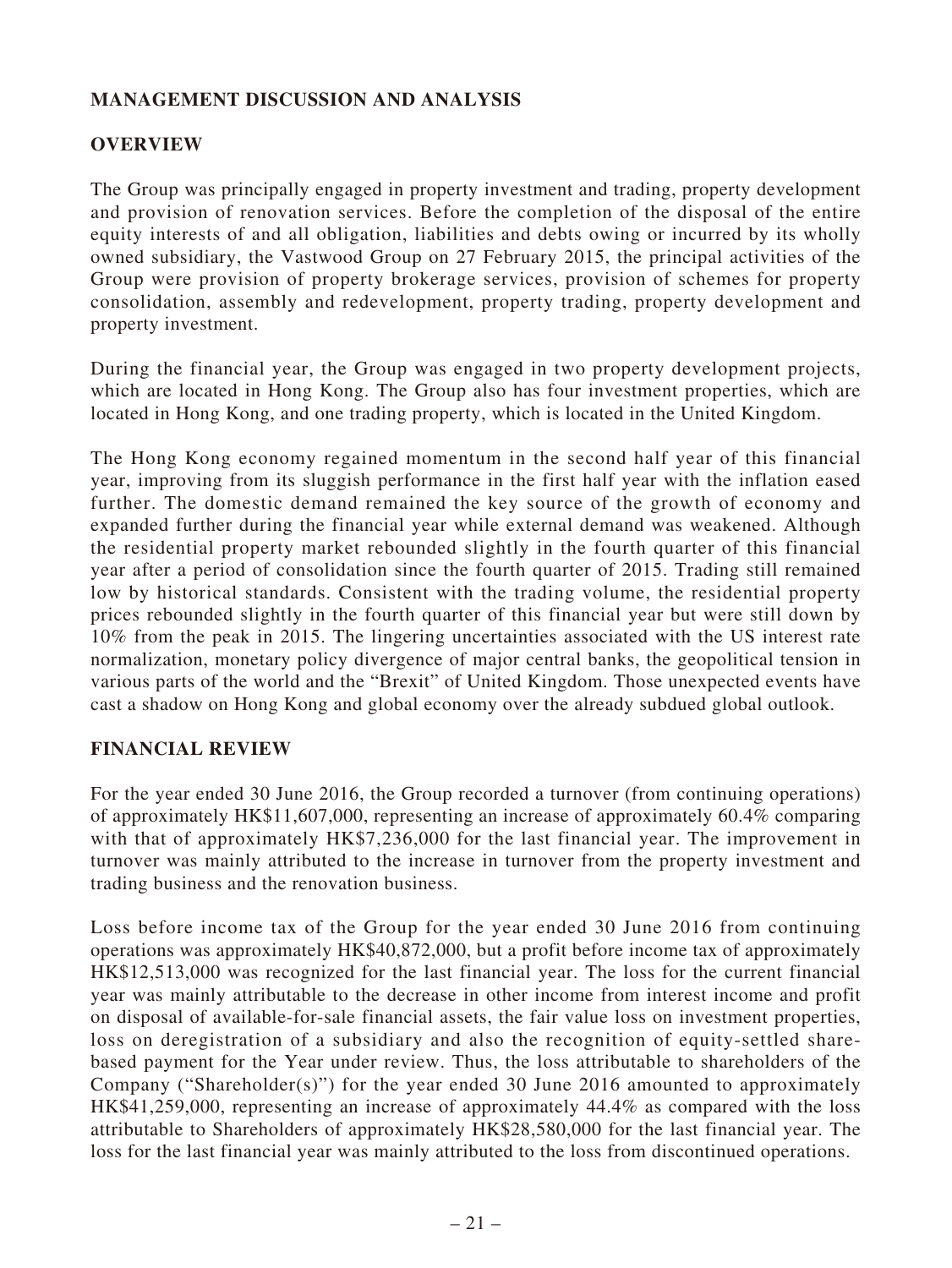## MANAGEMENT DISCUSSION AND ANALYSIS

### OVERVIEW

The Group was principally engaged in property investment and trading, property development and provision of renovation services. Before the completion of the disposal of the entire equity interests of and all obligation, liabilities and debts owing or incurred by its wholly owned subsidiary, the Vastwood Group on 27 February 2015, the principal activities of the Group were provision of property brokerage services, provision of schemes for property consolidation, assembly and redevelopment, property trading, property development and property investment.

During the financial year, the Group was engaged in two property development projects, which are located in Hong Kong. The Group also has four investment properties, which are located in Hong Kong, and one trading property, which is located in the United Kingdom.

The Hong Kong economy regained momentum in the second half year of this financial year, improving from its sluggish performance in the first half year with the inflation eased further. The domestic demand remained the key source of the growth of economy and expanded further during the financial year while external demand was weakened. Although the residential property market rebounded slightly in the fourth quarter of this financial year after a period of consolidation since the fourth quarter of 2015. Trading still remained low by historical standards. Consistent with the trading volume, the residential property prices rebounded slightly in the fourth quarter of this financial year but were still down by 10% from the peak in 2015. The lingering uncertainties associated with the US interest rate normalization, monetary policy divergence of major central banks, the geopolitical tension in various parts of the world and the "Brexit" of United Kingdom. Those unexpected events have cast a shadow on Hong Kong and global economy over the already subdued global outlook.

### FINANCIAL REVIEW

For the year ended 30 June 2016, the Group recorded a turnover (from continuing operations) of approximately HK$11,607,000, representing an increase of approximately 60.4% comparing with that of approximately HK$7,236,000 for the last financial year. The improvement in turnover was mainly attributed to the increase in turnover from the property investment and trading business and the renovation business.

Loss before income tax of the Group for the year ended 30 June 2016 from continuing operations was approximately HK$40,872,000, but a profit before income tax of approximately HK$12,513,000 was recognized for the last financial year. The loss for the current financial year was mainly attributable to the decrease in other income from interest income and profit on disposal of available-for-sale financial assets, the fair value loss on investment properties, loss on deregistration of a subsidiary and also the recognition of equity-settled share-based payment for the Year under review. Thus, the loss attributable to shareholders of the Company ("Shareholder(s)") for the year ended 30 June 2016 amounted to approximately HK$41,259,000, representing an increase of approximately 44.4% as compared with the loss attributable to Shareholders of approximately HK$28,580,000 for the last financial year. The loss for the last financial year was mainly attributed to the loss from discontinued operations.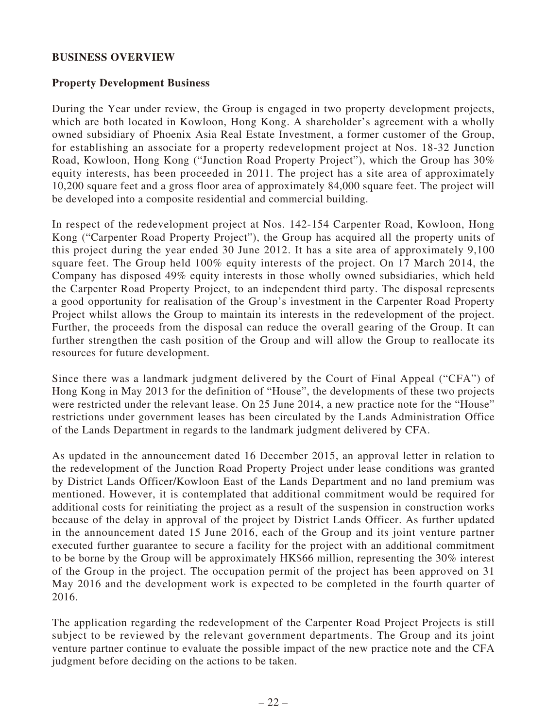## BUSINESS OVERVIEW

### Property Development Business

During the Year under review, the Group is engaged in two property development projects, which are both located in Kowloon, Hong Kong. A shareholder's agreement with a wholly owned subsidiary of Phoenix Asia Real Estate Investment, a former customer of the Group, for establishing an associate for a property redevelopment project at Nos. 18-32 Junction Road, Kowloon, Hong Kong ("Junction Road Property Project"), which the Group has 30% equity interests, has been proceeded in 2011. The project has a site area of approximately 10,200 square feet and a gross floor area of approximately 84,000 square feet. The project will be developed into a composite residential and commercial building.

In respect of the redevelopment project at Nos. 142-154 Carpenter Road, Kowloon, Hong Kong ("Carpenter Road Property Project"), the Group has acquired all the property units of this project during the year ended 30 June 2012. It has a site area of approximately 9,100 square feet. The Group held 100% equity interests of the project. On 17 March 2014, the Company has disposed 49% equity interests in those wholly owned subsidiaries, which held the Carpenter Road Property Project, to an independent third party. The disposal represents a good opportunity for realisation of the Group's investment in the Carpenter Road Property Project whilst allows the Group to maintain its interests in the redevelopment of the project. Further, the proceeds from the disposal can reduce the overall gearing of the Group. It can further strengthen the cash position of the Group and will allow the Group to reallocate its resources for future development.

Since there was a landmark judgment delivered by the Court of Final Appeal ("CFA") of Hong Kong in May 2013 for the definition of "House", the developments of these two projects were restricted under the relevant lease. On 25 June 2014, a new practice note for the "House" restrictions under government leases has been circulated by the Lands Administration Office of the Lands Department in regards to the landmark judgment delivered by CFA.

As updated in the announcement dated 16 December 2015, an approval letter in relation to the redevelopment of the Junction Road Property Project under lease conditions was granted by District Lands Officer/Kowloon East of the Lands Department and no land premium was mentioned. However, it is contemplated that additional commitment would be required for additional costs for reinitiating the project as a result of the suspension in construction works because of the delay in approval of the project by District Lands Officer. As further updated in the announcement dated 15 June 2016, each of the Group and its joint venture partner executed further guarantee to secure a facility for the project with an additional commitment to be borne by the Group will be approximately HK$66 million, representing the 30% interest of the Group in the project. The occupation permit of the project has been approved on 31 May 2016 and the development work is expected to be completed in the fourth quarter of 2016.

The application regarding the redevelopment of the Carpenter Road Project Projects is still subject to be reviewed by the relevant government departments. The Group and its joint venture partner continue to evaluate the possible impact of the new practice note and the CFA judgment before deciding on the actions to be taken.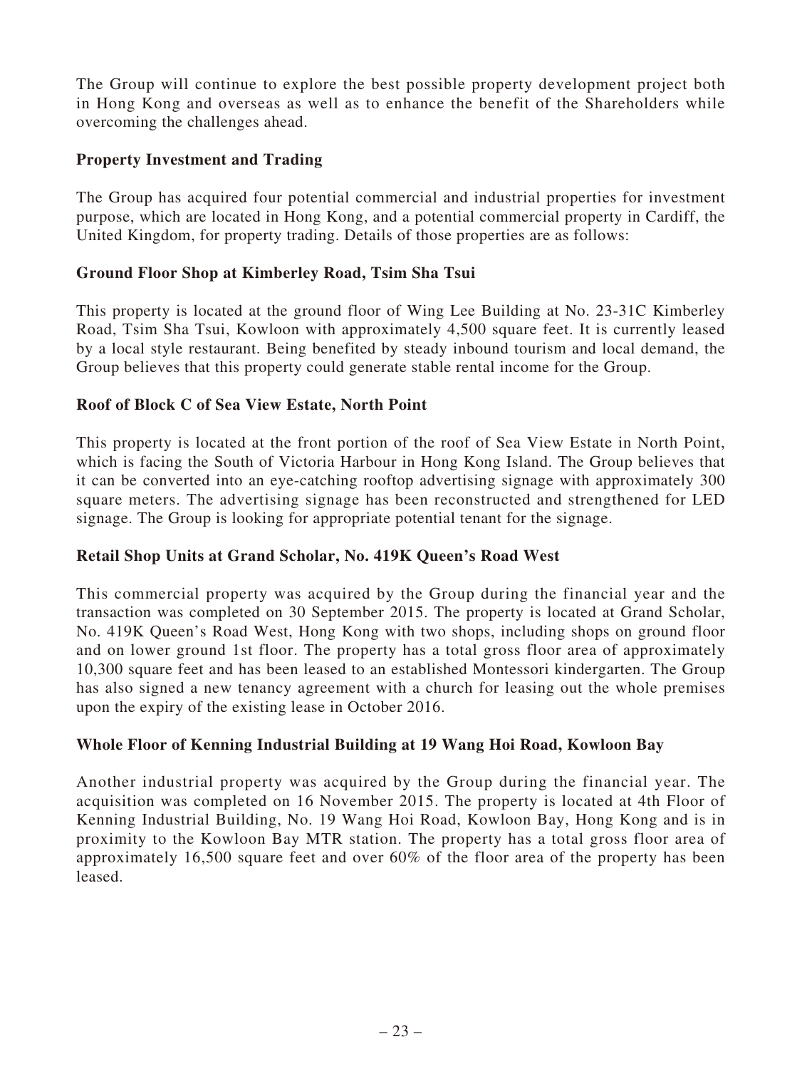The Group will continue to explore the best possible property development project both in Hong Kong and overseas as well as to enhance the benefit of the Shareholders while overcoming the challenges ahead.

## Property Investment and Trading

The Group has acquired four potential commercial and industrial properties for investment purpose, which are located in Hong Kong, and a potential commercial property in Cardiff, the United Kingdom, for property trading. Details of those properties are as follows:

### Ground Floor Shop at Kimberley Road, Tsim Sha Tsui

This property is located at the ground floor of Wing Lee Building at No. 23-31C Kimberley Road, Tsim Sha Tsui, Kowloon with approximately 4,500 square feet. It is currently leased by a local style restaurant. Being benefited by steady inbound tourism and local demand, the Group believes that this property could generate stable rental income for the Group.

### Roof of Block C of Sea View Estate, North Point

This property is located at the front portion of the roof of Sea View Estate in North Point, which is facing the South of Victoria Harbour in Hong Kong Island. The Group believes that it can be converted into an eye-catching rooftop advertising signage with approximately 300 square meters. The advertising signage has been reconstructed and strengthened for LED signage. The Group is looking for appropriate potential tenant for the signage.

### Retail Shop Units at Grand Scholar, No. 419K Queen's Road West

This commercial property was acquired by the Group during the financial year and the transaction was completed on 30 September 2015. The property is located at Grand Scholar, No. 419K Queen's Road West, Hong Kong with two shops, including shops on ground floor and on lower ground 1st floor. The property has a total gross floor area of approximately 10,300 square feet and has been leased to an established Montessori kindergarten. The Group has also signed a new tenancy agreement with a church for leasing out the whole premises upon the expiry of the existing lease in October 2016.

### Whole Floor of Kenning Industrial Building at 19 Wang Hoi Road, Kowloon Bay

Another industrial property was acquired by the Group during the financial year. The acquisition was completed on 16 November 2015. The property is located at 4th Floor of Kenning Industrial Building, No. 19 Wang Hoi Road, Kowloon Bay, Hong Kong and is in proximity to the Kowloon Bay MTR station. The property has a total gross floor area of approximately 16,500 square feet and over 60% of the floor area of the property has been leased.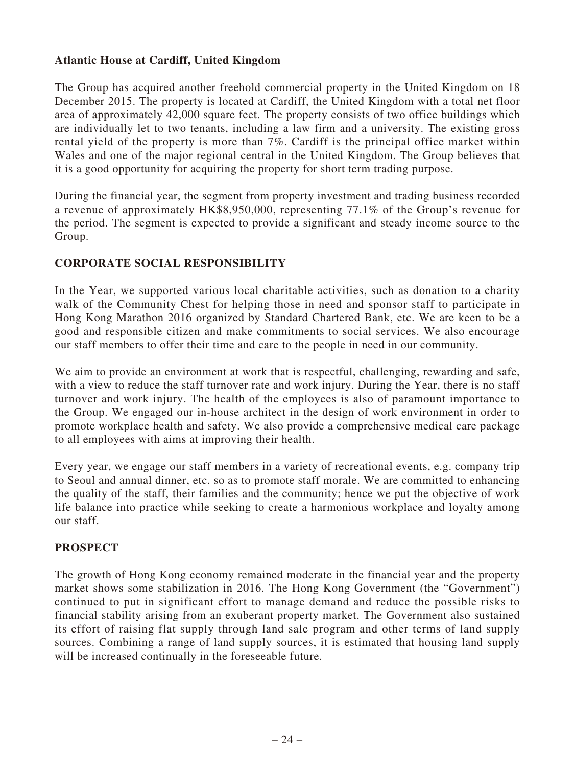**Atlantic House at Cardiff, United Kingdom**

The Group has acquired another freehold commercial property in the United Kingdom on 18 December 2015. The property is located at Cardiff, the United Kingdom with a total net floor area of approximately 42,000 square feet. The property consists of two office buildings which are individually let to two tenants, including a law firm and a university. The existing gross rental yield of the property is more than 7%. Cardiff is the principal office market within Wales and one of the major regional central in the United Kingdom. The Group believes that it is a good opportunity for acquiring the property for short term trading purpose.

During the financial year, the segment from property investment and trading business recorded a revenue of approximately HK$8,950,000, representing 77.1% of the Group's revenue for the period. The segment is expected to provide a significant and steady income source to the Group.

## CORPORATE SOCIAL RESPONSIBILITY

In the Year, we supported various local charitable activities, such as donation to a charity walk of the Community Chest for helping those in need and sponsor staff to participate in Hong Kong Marathon 2016 organized by Standard Chartered Bank, etc. We are keen to be a good and responsible citizen and make commitments to social services. We also encourage our staff members to offer their time and care to the people in need in our community.

We aim to provide an environment at work that is respectful, challenging, rewarding and safe, with a view to reduce the staff turnover rate and work injury. During the Year, there is no staff turnover and work injury. The health of the employees is also of paramount importance to the Group. We engaged our in-house architect in the design of work environment in order to promote workplace health and safety. We also provide a comprehensive medical care package to all employees with aims at improving their health.

Every year, we engage our staff members in a variety of recreational events, e.g. company trip to Seoul and annual dinner, etc. so as to promote staff morale. We are committed to enhancing the quality of the staff, their families and the community; hence we put the objective of work life balance into practice while seeking to create a harmonious workplace and loyalty among our staff.

## PROSPECT

The growth of Hong Kong economy remained moderate in the financial year and the property market shows some stabilization in 2016. The Hong Kong Government (the "Government") continued to put in significant effort to manage demand and reduce the possible risks to financial stability arising from an exuberant property market. The Government also sustained its effort of raising flat supply through land sale program and other terms of land supply sources. Combining a range of land supply sources, it is estimated that housing land supply will be increased continually in the foreseeable future.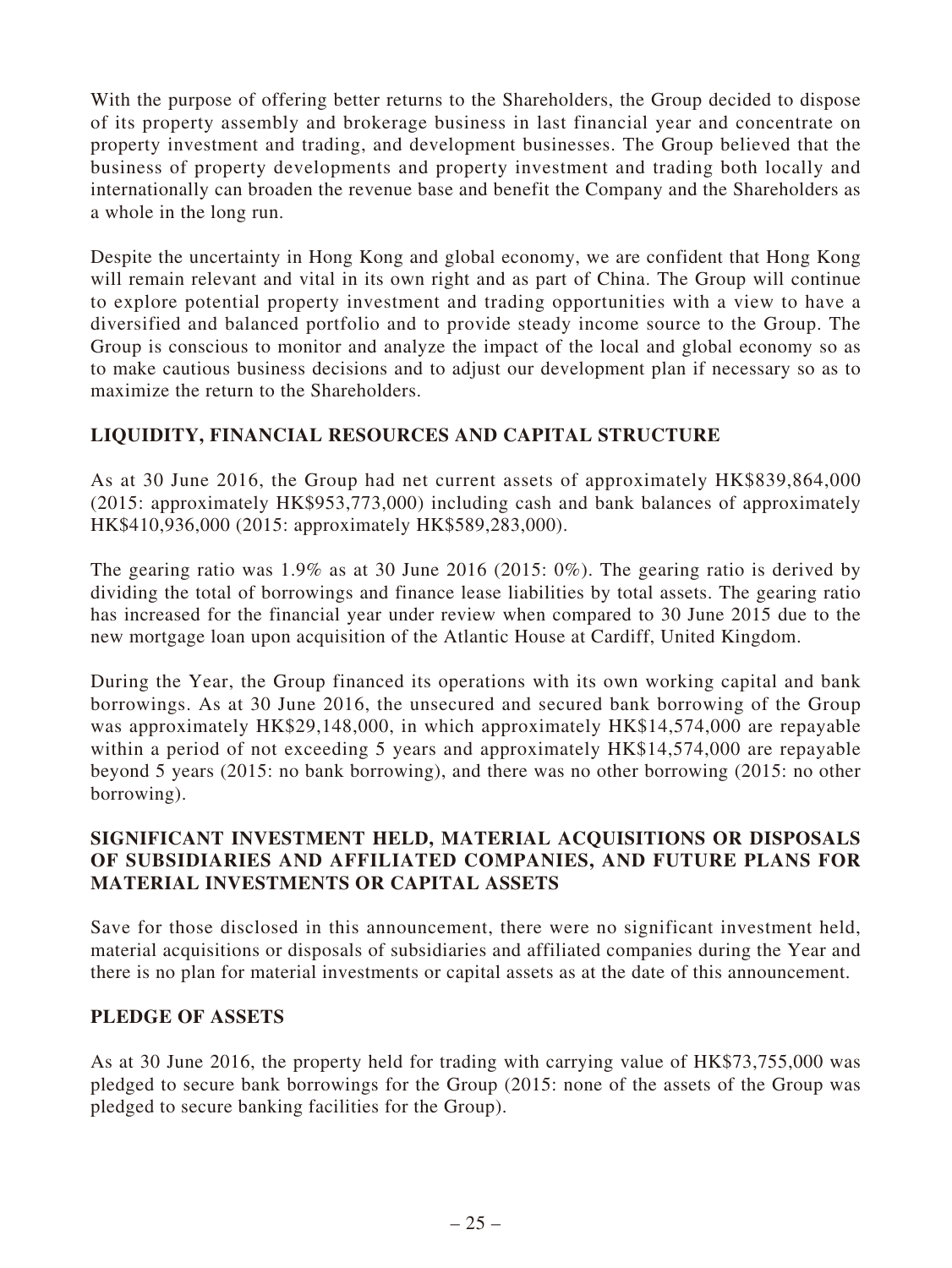With the purpose of offering better returns to the Shareholders, the Group decided to dispose of its property assembly and brokerage business in last financial year and concentrate on property investment and trading, and development businesses. The Group believed that the business of property developments and property investment and trading both locally and internationally can broaden the revenue base and benefit the Company and the Shareholders as a whole in the long run.

Despite the uncertainty in Hong Kong and global economy, we are confident that Hong Kong will remain relevant and vital in its own right and as part of China. The Group will continue to explore potential property investment and trading opportunities with a view to have a diversified and balanced portfolio and to provide steady income source to the Group. The Group is conscious to monitor and analyze the impact of the local and global economy so as to make cautious business decisions and to adjust our development plan if necessary so as to maximize the return to the Shareholders.

## LIQUIDITY, FINANCIAL RESOURCES AND CAPITAL STRUCTURE

As at 30 June 2016, the Group had net current assets of approximately HK$839,864,000 (2015: approximately HK$953,773,000) including cash and bank balances of approximately HK$410,936,000 (2015: approximately HK$589,283,000).

The gearing ratio was 1.9% as at 30 June 2016 (2015: 0%). The gearing ratio is derived by dividing the total of borrowings and finance lease liabilities by total assets. The gearing ratio has increased for the financial year under review when compared to 30 June 2015 due to the new mortgage loan upon acquisition of the Atlantic House at Cardiff, United Kingdom.

During the Year, the Group financed its operations with its own working capital and bank borrowings. As at 30 June 2016, the unsecured and secured bank borrowing of the Group was approximately HK$29,148,000, in which approximately HK$14,574,000 are repayable within a period of not exceeding 5 years and approximately HK$14,574,000 are repayable beyond 5 years (2015: no bank borrowing), and there was no other borrowing (2015: no other borrowing).

## SIGNIFICANT INVESTMENT HELD, MATERIAL ACQUISITIONS OR DISPOSALS OF SUBSIDIARIES AND AFFILIATED COMPANIES, AND FUTURE PLANS FOR MATERIAL INVESTMENTS OR CAPITAL ASSETS

Save for those disclosed in this announcement, there were no significant investment held, material acquisitions or disposals of subsidiaries and affiliated companies during the Year and there is no plan for material investments or capital assets as at the date of this announcement.

## PLEDGE OF ASSETS

As at 30 June 2016, the property held for trading with carrying value of HK$73,755,000 was pledged to secure bank borrowings for the Group (2015: none of the assets of the Group was pledged to secure banking facilities for the Group).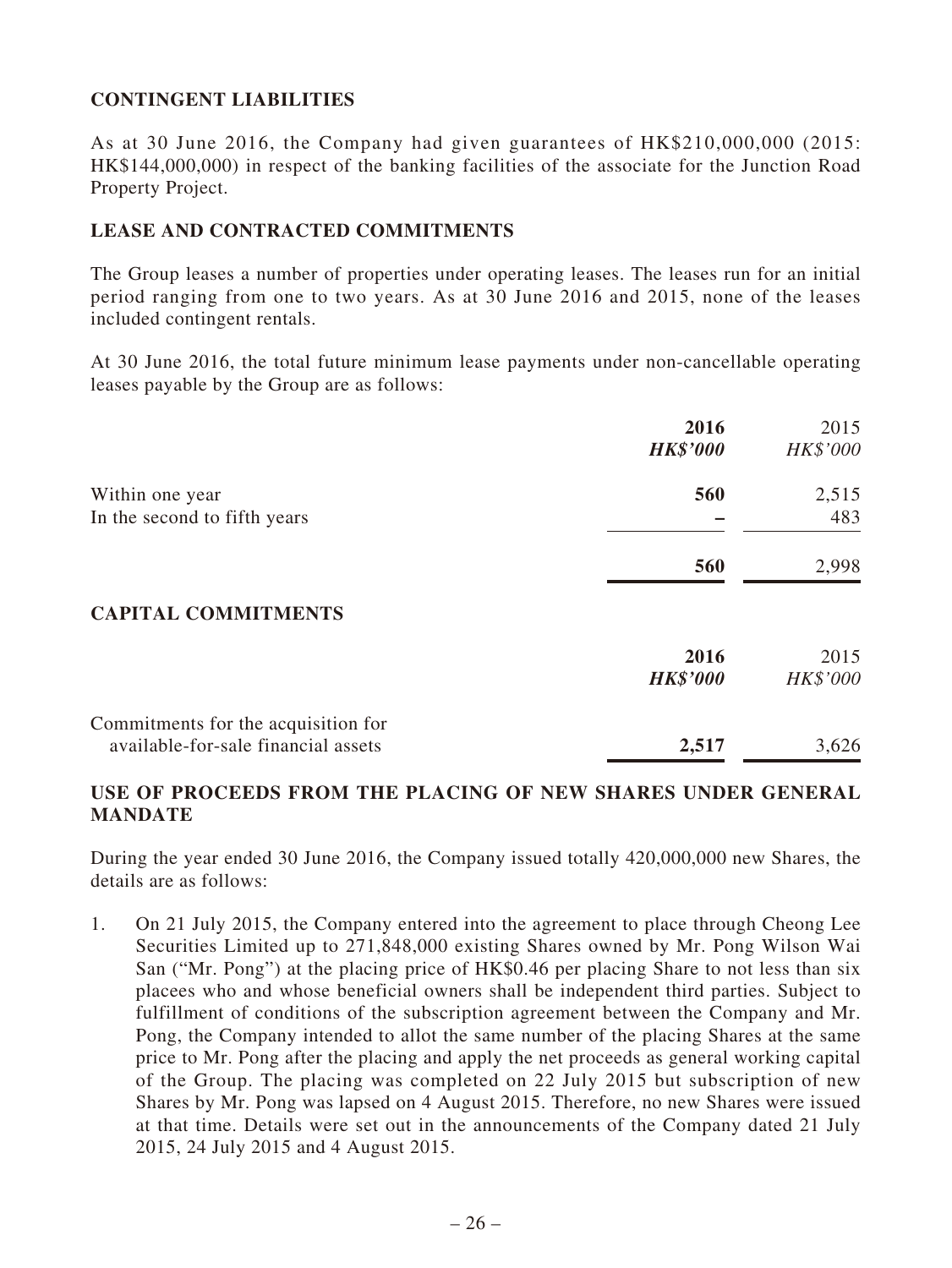## CONTINGENT LIABILITIES

As at 30 June 2016, the Company had given guarantees of HK$210,000,000 (2015: HK$144,000,000) in respect of the banking facilities of the associate for the Junction Road Property Project.

## LEASE AND CONTRACTED COMMITMENTS

The Group leases a number of properties under operating leases. The leases run for an initial period ranging from one to two years. As at 30 June 2016 and 2015, none of the leases included contingent rentals.

At 30 June 2016, the total future minimum lease payments under non-cancellable operating leases payable by the Group are as follows:

| | **2016** | 2015 |
|---|---|---|
| | ***HK$'000*** | *HK$'000* |
| Within one year | **560** | 2,515 |
| In the second to fifth years | **–** | 483 |
| | **560** | 2,998 |

## CAPITAL COMMITMENTS

| | **2016** | 2015 |
|---|---|---|
| | ***HK$'000*** | *HK$'000* |
| Commitments for the acquisition for available-for-sale financial assets | **2,517** | 3,626 |

## USE OF PROCEEDS FROM THE PLACING OF NEW SHARES UNDER GENERAL MANDATE

During the year ended 30 June 2016, the Company issued totally 420,000,000 new Shares, the details are as follows:

1. On 21 July 2015, the Company entered into the agreement to place through Cheong Lee Securities Limited up to 271,848,000 existing Shares owned by Mr. Pong Wilson Wai San ("Mr. Pong") at the placing price of HK$0.46 per placing Share to not less than six placees who and whose beneficial owners shall be independent third parties. Subject to fulfillment of conditions of the subscription agreement between the Company and Mr. Pong, the Company intended to allot the same number of the placing Shares at the same price to Mr. Pong after the placing and apply the net proceeds as general working capital of the Group. The placing was completed on 22 July 2015 but subscription of new Shares by Mr. Pong was lapsed on 4 August 2015. Therefore, no new Shares were issued at that time. Details were set out in the announcements of the Company dated 21 July 2015, 24 July 2015 and 4 August 2015.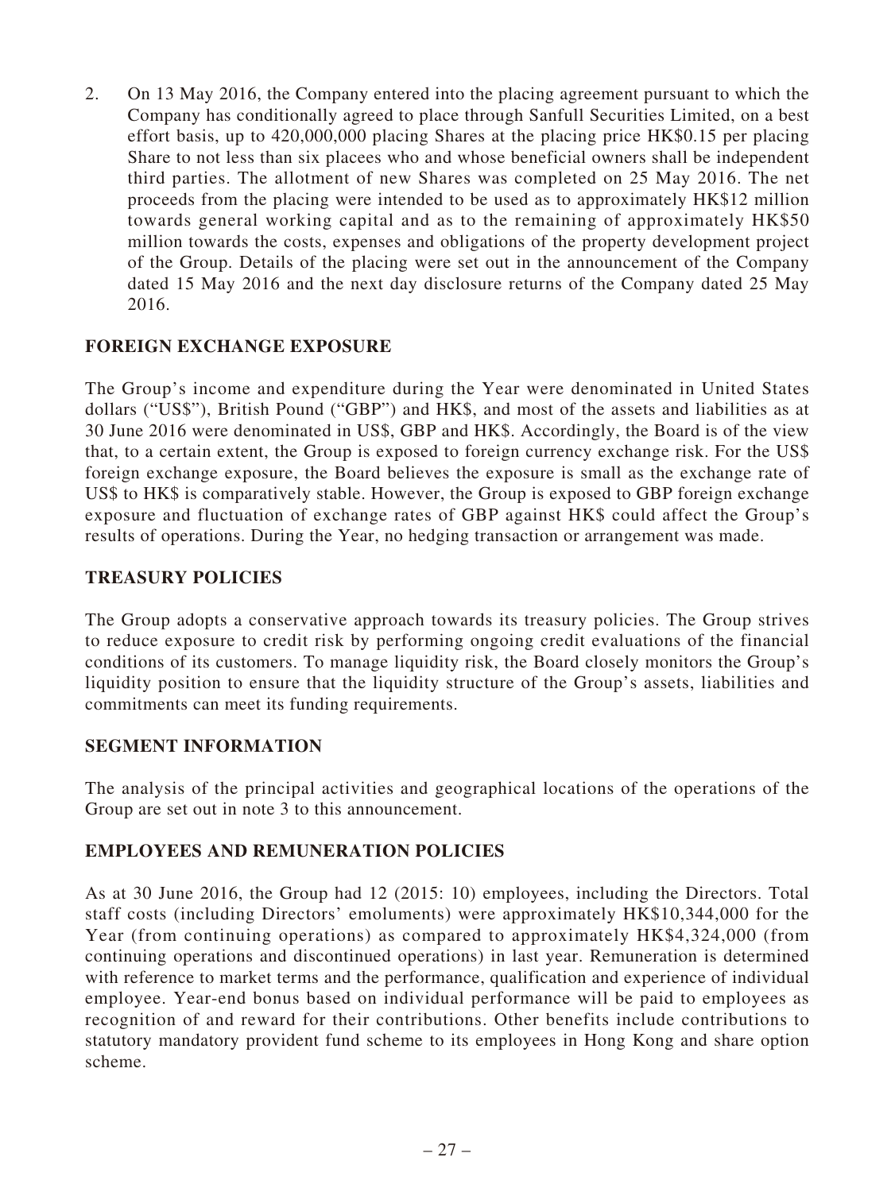2. On 13 May 2016, the Company entered into the placing agreement pursuant to which the Company has conditionally agreed to place through Sanfull Securities Limited, on a best effort basis, up to 420,000,000 placing Shares at the placing price HK$0.15 per placing Share to not less than six placees who and whose beneficial owners shall be independent third parties. The allotment of new Shares was completed on 25 May 2016. The net proceeds from the placing were intended to be used as to approximately HK$12 million towards general working capital and as to the remaining of approximately HK$50 million towards the costs, expenses and obligations of the property development project of the Group. Details of the placing were set out in the announcement of the Company dated 15 May 2016 and the next day disclosure returns of the Company dated 25 May 2016.

## FOREIGN EXCHANGE EXPOSURE

The Group's income and expenditure during the Year were denominated in United States dollars ("US$"), British Pound ("GBP") and HK$, and most of the assets and liabilities as at 30 June 2016 were denominated in US$, GBP and HK$. Accordingly, the Board is of the view that, to a certain extent, the Group is exposed to foreign currency exchange risk. For the US$ foreign exchange exposure, the Board believes the exposure is small as the exchange rate of US$ to HK$ is comparatively stable. However, the Group is exposed to GBP foreign exchange exposure and fluctuation of exchange rates of GBP against HK$ could affect the Group's results of operations. During the Year, no hedging transaction or arrangement was made.

## TREASURY POLICIES

The Group adopts a conservative approach towards its treasury policies. The Group strives to reduce exposure to credit risk by performing ongoing credit evaluations of the financial conditions of its customers. To manage liquidity risk, the Board closely monitors the Group's liquidity position to ensure that the liquidity structure of the Group's assets, liabilities and commitments can meet its funding requirements.

## SEGMENT INFORMATION

The analysis of the principal activities and geographical locations of the operations of the Group are set out in note 3 to this announcement.

## EMPLOYEES AND REMUNERATION POLICIES

As at 30 June 2016, the Group had 12 (2015: 10) employees, including the Directors. Total staff costs (including Directors' emoluments) were approximately HK$10,344,000 for the Year (from continuing operations) as compared to approximately HK$4,324,000 (from continuing operations and discontinued operations) in last year. Remuneration is determined with reference to market terms and the performance, qualification and experience of individual employee. Year-end bonus based on individual performance will be paid to employees as recognition of and reward for their contributions. Other benefits include contributions to statutory mandatory provident fund scheme to its employees in Hong Kong and share option scheme.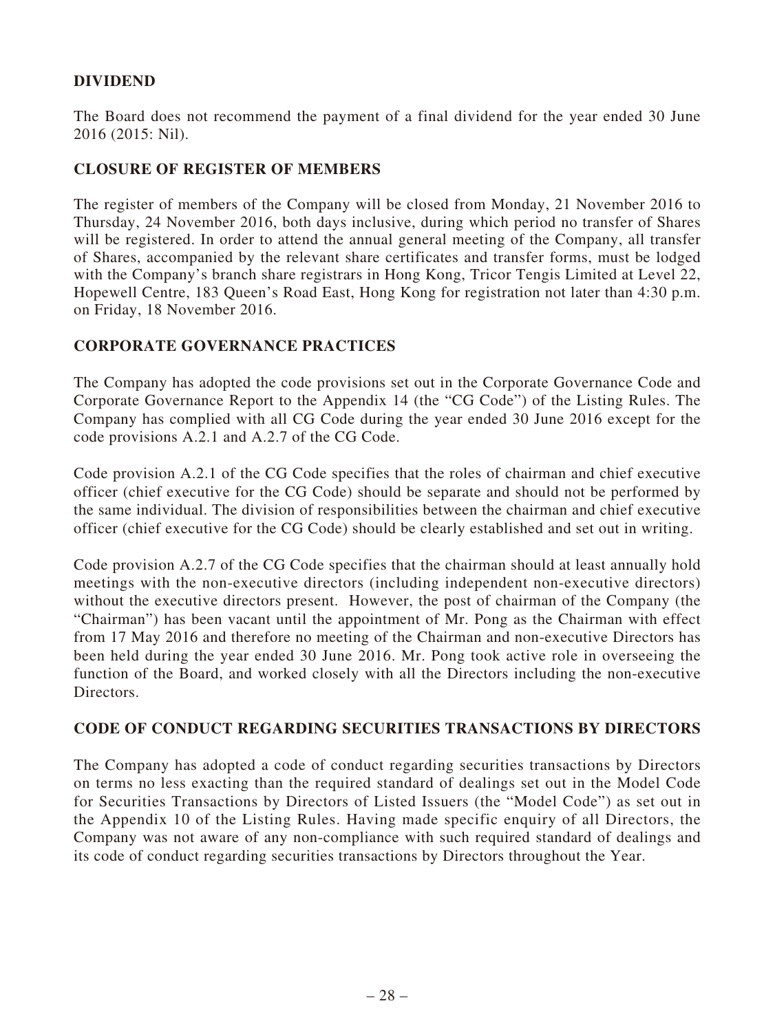## DIVIDEND

The Board does not recommend the payment of a final dividend for the year ended 30 June 2016 (2015: Nil).

## CLOSURE OF REGISTER OF MEMBERS

The register of members of the Company will be closed from Monday, 21 November 2016 to Thursday, 24 November 2016, both days inclusive, during which period no transfer of Shares will be registered. In order to attend the annual general meeting of the Company, all transfer of Shares, accompanied by the relevant share certificates and transfer forms, must be lodged with the Company's branch share registrars in Hong Kong, Tricor Tengis Limited at Level 22, Hopewell Centre, 183 Queen's Road East, Hong Kong for registration not later than 4:30 p.m. on Friday, 18 November 2016.

## CORPORATE GOVERNANCE PRACTICES

The Company has adopted the code provisions set out in the Corporate Governance Code and Corporate Governance Report to the Appendix 14 (the "CG Code") of the Listing Rules. The Company has complied with all CG Code during the year ended 30 June 2016 except for the code provisions A.2.1 and A.2.7 of the CG Code.

Code provision A.2.1 of the CG Code specifies that the roles of chairman and chief executive officer (chief executive for the CG Code) should be separate and should not be performed by the same individual. The division of responsibilities between the chairman and chief executive officer (chief executive for the CG Code) should be clearly established and set out in writing.

Code provision A.2.7 of the CG Code specifies that the chairman should at least annually hold meetings with the non-executive directors (including independent non-executive directors) without the executive directors present. However, the post of chairman of the Company (the "Chairman") has been vacant until the appointment of Mr. Pong as the Chairman with effect from 17 May 2016 and therefore no meeting of the Chairman and non-executive Directors has been held during the year ended 30 June 2016. Mr. Pong took active role in overseeing the function of the Board, and worked closely with all the Directors including the non-executive Directors.

## CODE OF CONDUCT REGARDING SECURITIES TRANSACTIONS BY DIRECTORS

The Company has adopted a code of conduct regarding securities transactions by Directors on terms no less exacting than the required standard of dealings set out in the Model Code for Securities Transactions by Directors of Listed Issuers (the "Model Code") as set out in the Appendix 10 of the Listing Rules. Having made specific enquiry of all Directors, the Company was not aware of any non-compliance with such required standard of dealings and its code of conduct regarding securities transactions by Directors throughout the Year.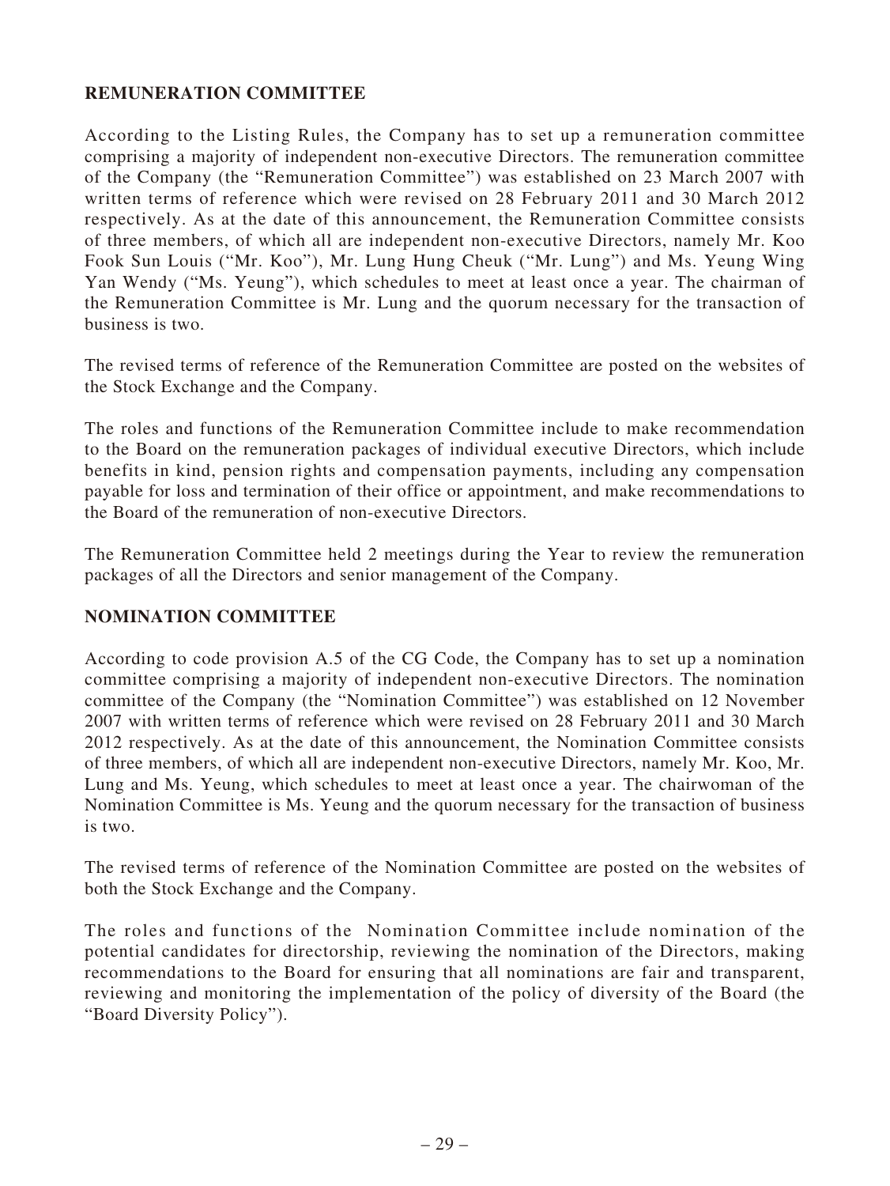## REMUNERATION COMMITTEE

According to the Listing Rules, the Company has to set up a remuneration committee comprising a majority of independent non-executive Directors. The remuneration committee of the Company (the "Remuneration Committee") was established on 23 March 2007 with written terms of reference which were revised on 28 February 2011 and 30 March 2012 respectively. As at the date of this announcement, the Remuneration Committee consists of three members, of which all are independent non-executive Directors, namely Mr. Koo Fook Sun Louis ("Mr. Koo"), Mr. Lung Hung Cheuk ("Mr. Lung") and Ms. Yeung Wing Yan Wendy ("Ms. Yeung"), which schedules to meet at least once a year. The chairman of the Remuneration Committee is Mr. Lung and the quorum necessary for the transaction of business is two.

The revised terms of reference of the Remuneration Committee are posted on the websites of the Stock Exchange and the Company.

The roles and functions of the Remuneration Committee include to make recommendation to the Board on the remuneration packages of individual executive Directors, which include benefits in kind, pension rights and compensation payments, including any compensation payable for loss and termination of their office or appointment, and make recommendations to the Board of the remuneration of non-executive Directors.

The Remuneration Committee held 2 meetings during the Year to review the remuneration packages of all the Directors and senior management of the Company.

## NOMINATION COMMITTEE

According to code provision A.5 of the CG Code, the Company has to set up a nomination committee comprising a majority of independent non-executive Directors. The nomination committee of the Company (the "Nomination Committee") was established on 12 November 2007 with written terms of reference which were revised on 28 February 2011 and 30 March 2012 respectively. As at the date of this announcement, the Nomination Committee consists of three members, of which all are independent non-executive Directors, namely Mr. Koo, Mr. Lung and Ms. Yeung, which schedules to meet at least once a year. The chairwoman of the Nomination Committee is Ms. Yeung and the quorum necessary for the transaction of business is two.

The revised terms of reference of the Nomination Committee are posted on the websites of both the Stock Exchange and the Company.

The roles and functions of the Nomination Committee include nomination of the potential candidates for directorship, reviewing the nomination of the Directors, making recommendations to the Board for ensuring that all nominations are fair and transparent, reviewing and monitoring the implementation of the policy of diversity of the Board (the "Board Diversity Policy").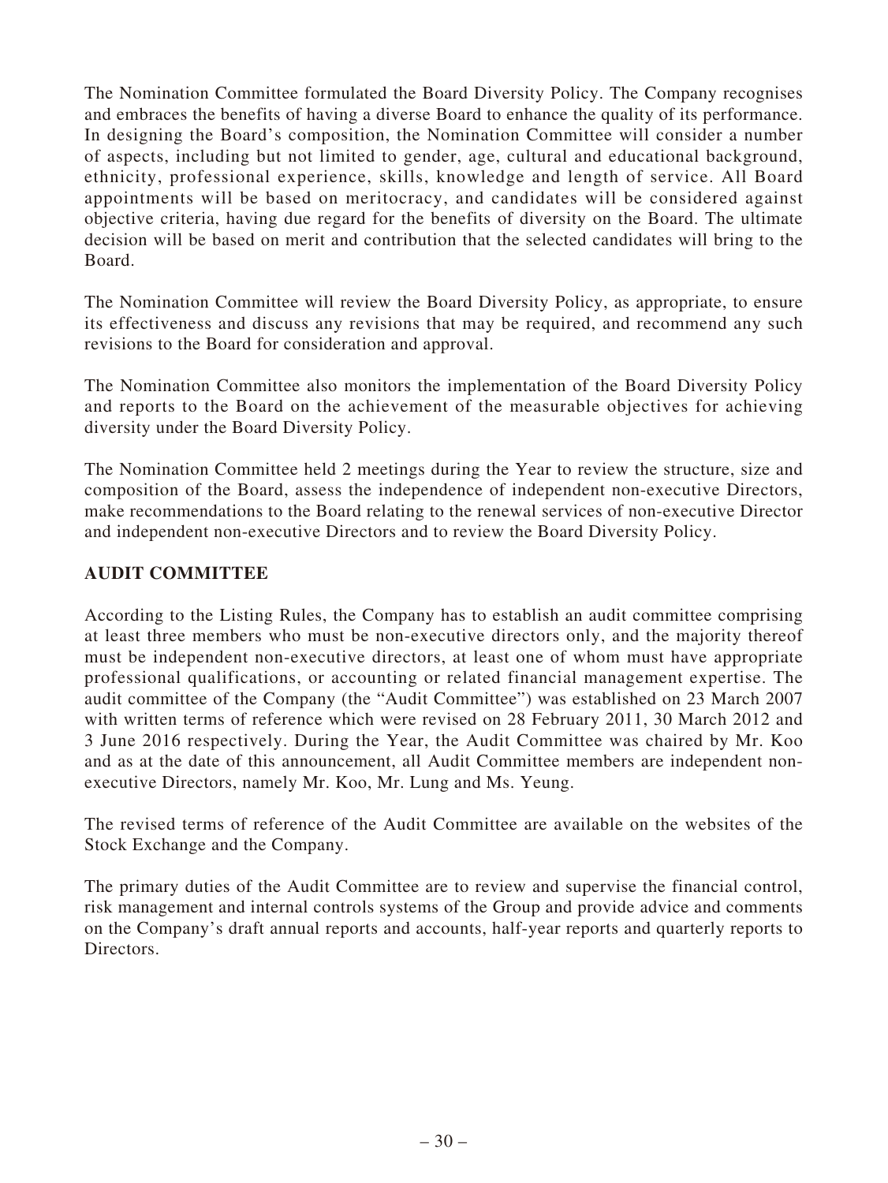The Nomination Committee formulated the Board Diversity Policy. The Company recognises and embraces the benefits of having a diverse Board to enhance the quality of its performance. In designing the Board's composition, the Nomination Committee will consider a number of aspects, including but not limited to gender, age, cultural and educational background, ethnicity, professional experience, skills, knowledge and length of service. All Board appointments will be based on meritocracy, and candidates will be considered against objective criteria, having due regard for the benefits of diversity on the Board. The ultimate decision will be based on merit and contribution that the selected candidates will bring to the Board.

The Nomination Committee will review the Board Diversity Policy, as appropriate, to ensure its effectiveness and discuss any revisions that may be required, and recommend any such revisions to the Board for consideration and approval.

The Nomination Committee also monitors the implementation of the Board Diversity Policy and reports to the Board on the achievement of the measurable objectives for achieving diversity under the Board Diversity Policy.

The Nomination Committee held 2 meetings during the Year to review the structure, size and composition of the Board, assess the independence of independent non-executive Directors, make recommendations to the Board relating to the renewal services of non-executive Director and independent non-executive Directors and to review the Board Diversity Policy.

## AUDIT COMMITTEE

According to the Listing Rules, the Company has to establish an audit committee comprising at least three members who must be non-executive directors only, and the majority thereof must be independent non-executive directors, at least one of whom must have appropriate professional qualifications, or accounting or related financial management expertise. The audit committee of the Company (the "Audit Committee") was established on 23 March 2007 with written terms of reference which were revised on 28 February 2011, 30 March 2012 and 3 June 2016 respectively. During the Year, the Audit Committee was chaired by Mr. Koo and as at the date of this announcement, all Audit Committee members are independent non-executive Directors, namely Mr. Koo, Mr. Lung and Ms. Yeung.

The revised terms of reference of the Audit Committee are available on the websites of the Stock Exchange and the Company.

The primary duties of the Audit Committee are to review and supervise the financial control, risk management and internal controls systems of the Group and provide advice and comments on the Company's draft annual reports and accounts, half-year reports and quarterly reports to Directors.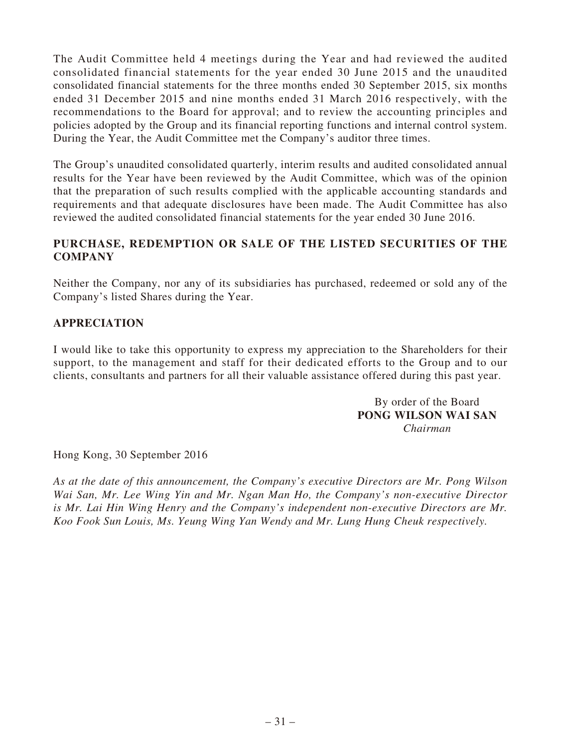The Audit Committee held 4 meetings during the Year and had reviewed the audited consolidated financial statements for the year ended 30 June 2015 and the unaudited consolidated financial statements for the three months ended 30 September 2015, six months ended 31 December 2015 and nine months ended 31 March 2016 respectively, with the recommendations to the Board for approval; and to review the accounting principles and policies adopted by the Group and its financial reporting functions and internal control system. During the Year, the Audit Committee met the Company's auditor three times.

The Group's unaudited consolidated quarterly, interim results and audited consolidated annual results for the Year have been reviewed by the Audit Committee, which was of the opinion that the preparation of such results complied with the applicable accounting standards and requirements and that adequate disclosures have been made. The Audit Committee has also reviewed the audited consolidated financial statements for the year ended 30 June 2016.

## PURCHASE, REDEMPTION OR SALE OF THE LISTED SECURITIES OF THE COMPANY

Neither the Company, nor any of its subsidiaries has purchased, redeemed or sold any of the Company's listed Shares during the Year.

## APPRECIATION

I would like to take this opportunity to express my appreciation to the Shareholders for their support, to the management and staff for their dedicated efforts to the Group and to our clients, consultants and partners for all their valuable assistance offered during this past year.

By order of the Board
**PONG WILSON WAI SAN**
*Chairman*

Hong Kong, 30 September 2016

*As at the date of this announcement, the Company's executive Directors are Mr. Pong Wilson Wai San, Mr. Lee Wing Yin and Mr. Ngan Man Ho, the Company's non-executive Director is Mr. Lai Hin Wing Henry and the Company's independent non-executive Directors are Mr. Koo Fook Sun Louis, Ms. Yeung Wing Yan Wendy and Mr. Lung Hung Cheuk respectively.*